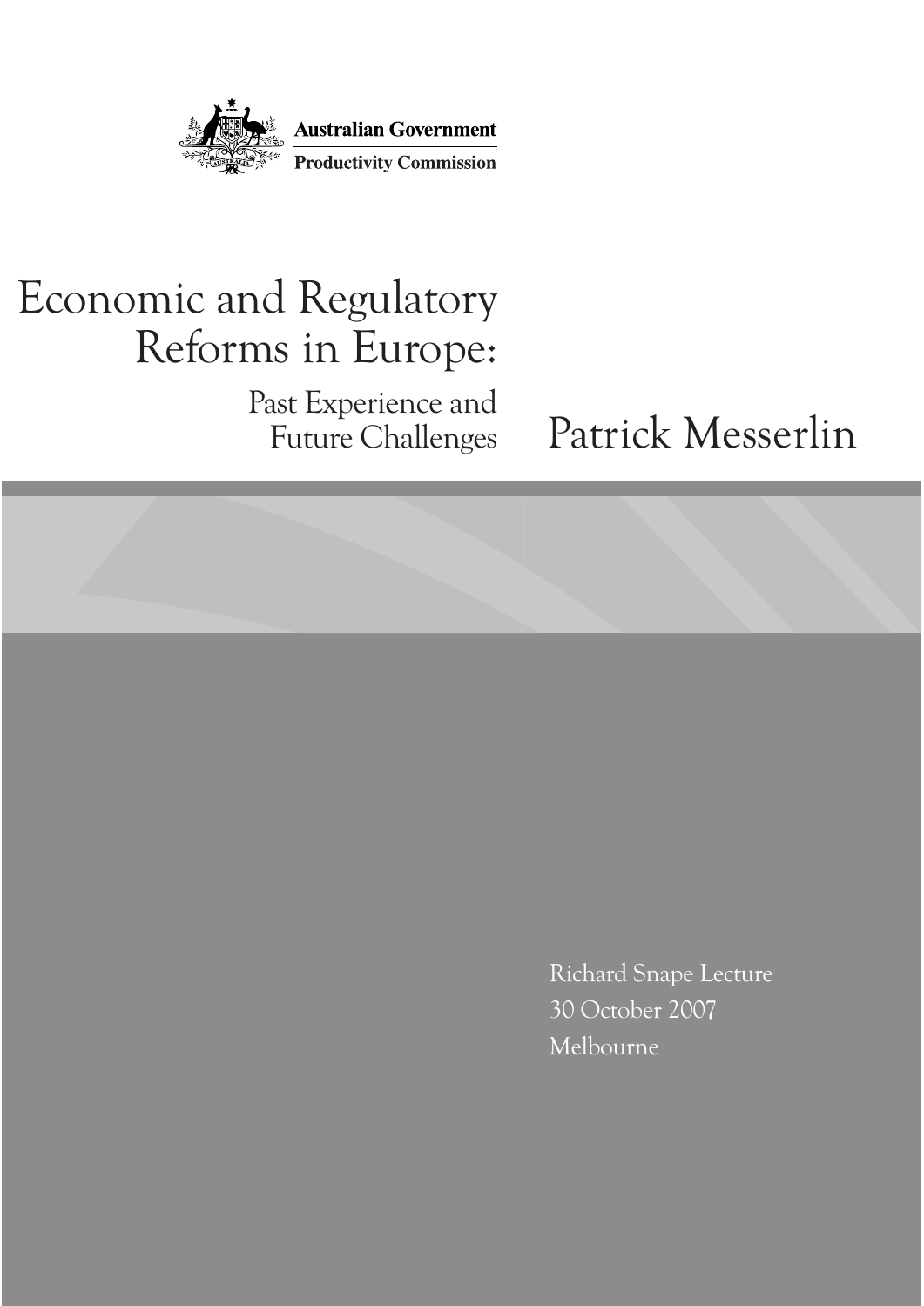Australian Government

Productivity Commission

# Economic and Regulatory Reforms in Europe:

## Past Experience and Future Challenges

Patrick Messerlin

Richard Snape Lecture

30 October 2007

Melbourne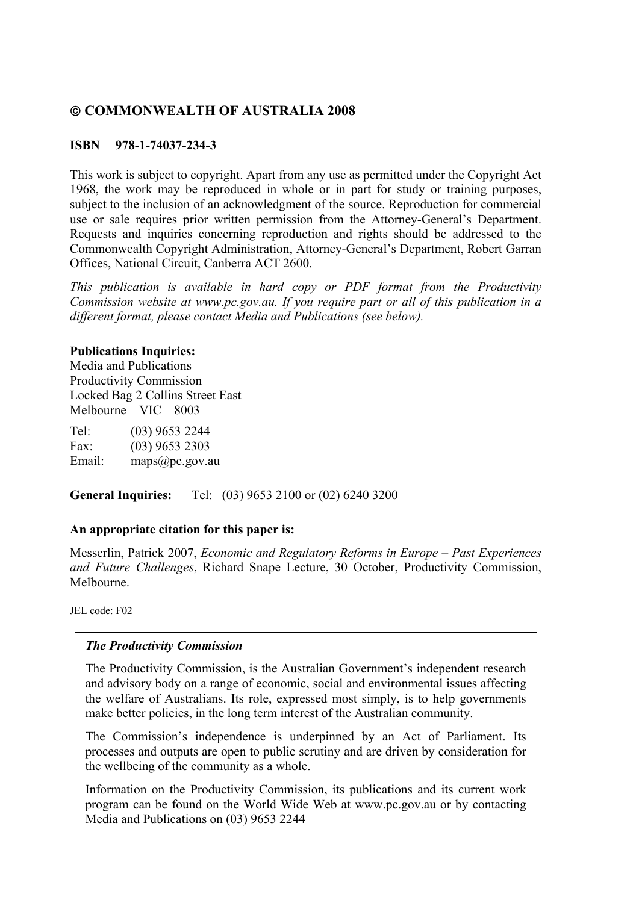**© COMMONWEALTH OF AUSTRALIA 2008**

**ISBN 978-1-74037-234-3**

This work is subject to copyright. Apart from any use as permitted under the Copyright Act 1968, the work may be reproduced in whole or in part for study or training purposes, subject to the inclusion of an acknowledgment of the source. Reproduction for commercial use or sale requires prior written permission from the Attorney-General's Department. Requests and inquiries concerning reproduction and rights should be addressed to the Commonwealth Copyright Administration, Attorney-General's Department, Robert Garran Offices, National Circuit, Canberra ACT 2600.

*This publication is available in hard copy or PDF format from the Productivity Commission website at www.pc.gov.au. If you require part or all of this publication in a different format, please contact Media and Publications (see below).*

**Publications Inquiries:**
Media and Publications
Productivity Commission
Locked Bag 2 Collins Street East
Melbourne VIC 8003

Tel: (03) 9653 2244
Fax: (03) 9653 2303
Email: maps@pc.gov.au

**General Inquiries:** Tel: (03) 9653 2100 or (02) 6240 3200

**An appropriate citation for this paper is:**

Messerlin, Patrick 2007, *Economic and Regulatory Reforms in Europe – Past Experiences and Future Challenges*, Richard Snape Lecture, 30 October, Productivity Commission, Melbourne.

JEL code: F02

***The Productivity Commission***

The Productivity Commission, is the Australian Government's independent research and advisory body on a range of economic, social and environmental issues affecting the welfare of Australians. Its role, expressed most simply, is to help governments make better policies, in the long term interest of the Australian community.

The Commission's independence is underpinned by an Act of Parliament. Its processes and outputs are open to public scrutiny and are driven by consideration for the wellbeing of the community as a whole.

Information on the Productivity Commission, its publications and its current work program can be found on the World Wide Web at www.pc.gov.au or by contacting Media and Publications on (03) 9653 2244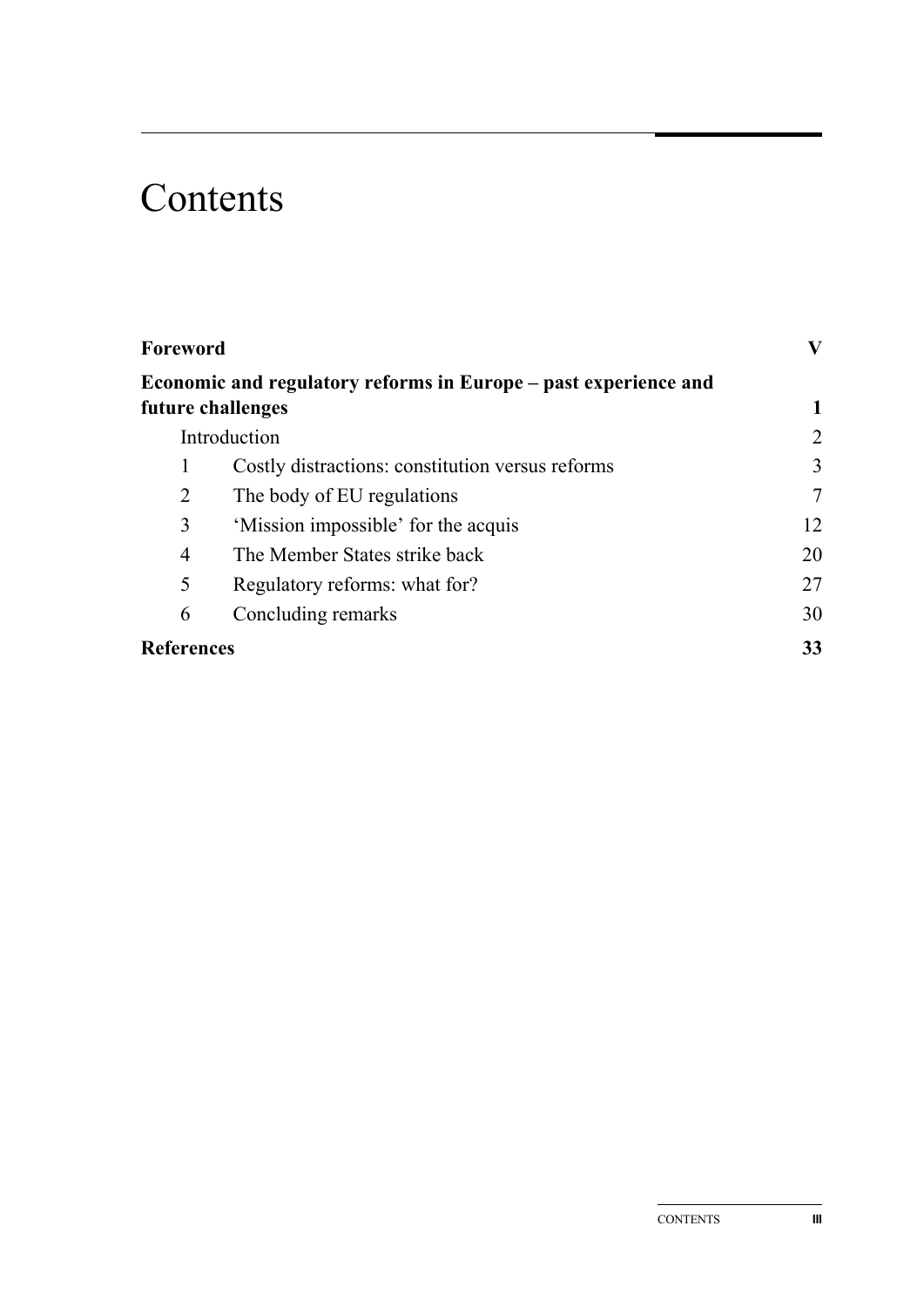# Contents

| | | |
|---|---|---|
| **Foreword** | | **V** |
| **Economic and regulatory reforms in Europe – past experience and future challenges** | | **1** |
| | Introduction | 2 |
| 1 | Costly distractions: constitution versus reforms | 3 |
| 2 | The body of EU regulations | 7 |
| 3 | 'Mission impossible' for the acquis | 12 |
| 4 | The Member States strike back | 20 |
| 5 | Regulatory reforms: what for? | 27 |
| 6 | Concluding remarks | 30 |
| **References** | | **33** |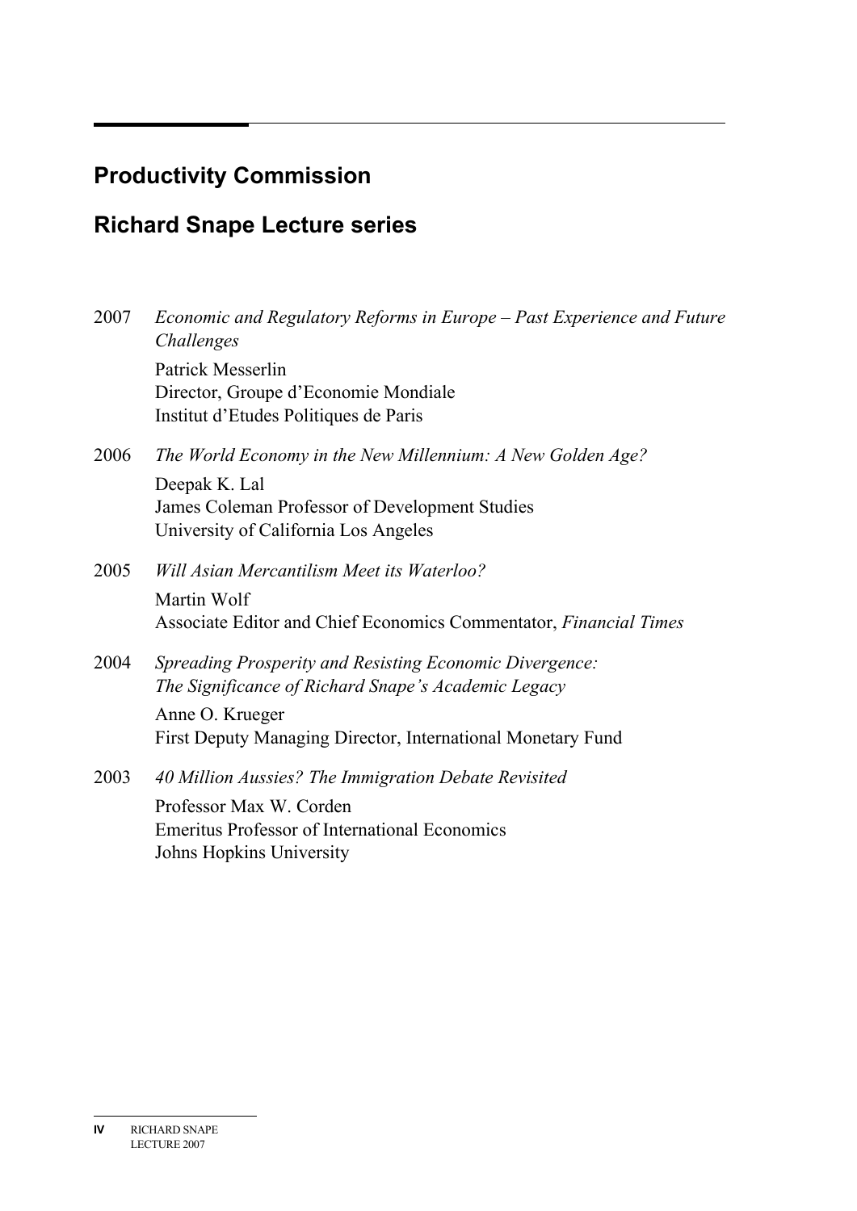## Productivity Commission

## Richard Snape Lecture series

2007 *Economic and Regulatory Reforms in Europe – Past Experience and Future Challenges*

Patrick Messerlin
Director, Groupe d'Economie Mondiale
Institut d'Etudes Politiques de Paris

2006 *The World Economy in the New Millennium: A New Golden Age?*

Deepak K. Lal
James Coleman Professor of Development Studies
University of California Los Angeles

2005 *Will Asian Mercantilism Meet its Waterloo?*

Martin Wolf
Associate Editor and Chief Economics Commentator, *Financial Times*

2004 *Spreading Prosperity and Resisting Economic Divergence: The Significance of Richard Snape's Academic Legacy*

Anne O. Krueger
First Deputy Managing Director, International Monetary Fund

2003 *40 Million Aussies? The Immigration Debate Revisited*

Professor Max W. Corden
Emeritus Professor of International Economics
Johns Hopkins University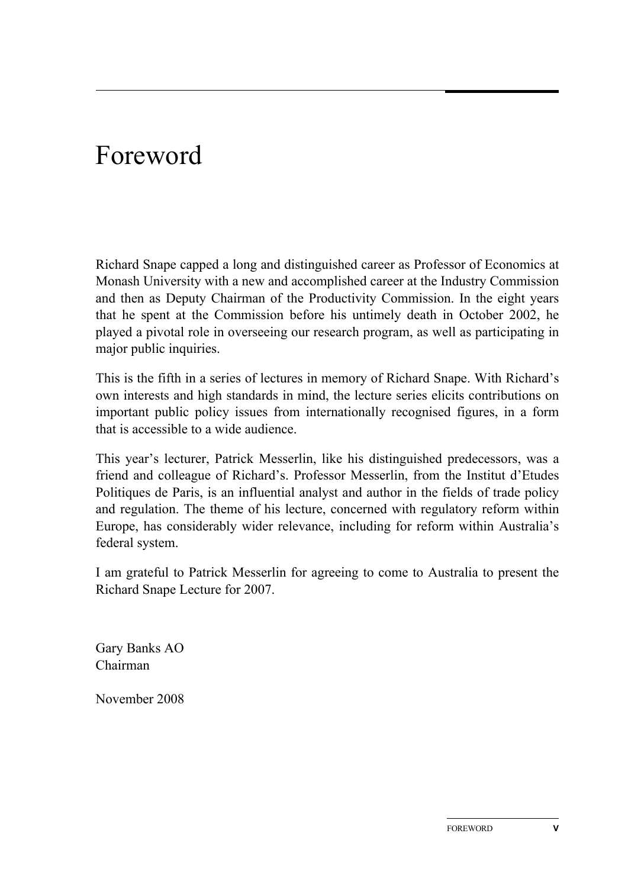# Foreword

Richard Snape capped a long and distinguished career as Professor of Economics at Monash University with a new and accomplished career at the Industry Commission and then as Deputy Chairman of the Productivity Commission. In the eight years that he spent at the Commission before his untimely death in October 2002, he played a pivotal role in overseeing our research program, as well as participating in major public inquiries.

This is the fifth in a series of lectures in memory of Richard Snape. With Richard's own interests and high standards in mind, the lecture series elicits contributions on important public policy issues from internationally recognised figures, in a form that is accessible to a wide audience.

This year's lecturer, Patrick Messerlin, like his distinguished predecessors, was a friend and colleague of Richard's. Professor Messerlin, from the Institut d'Etudes Politiques de Paris, is an influential analyst and author in the fields of trade policy and regulation. The theme of his lecture, concerned with regulatory reform within Europe, has considerably wider relevance, including for reform within Australia's federal system.

I am grateful to Patrick Messerlin for agreeing to come to Australia to present the Richard Snape Lecture for 2007.

Gary Banks AO
Chairman

November 2008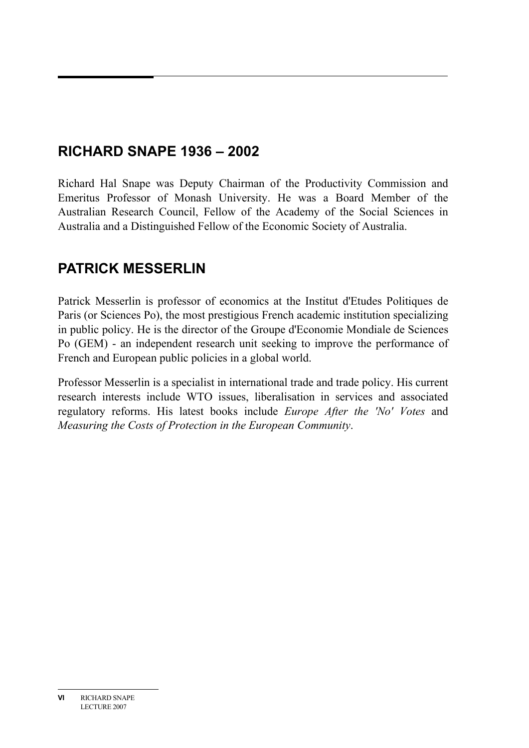## RICHARD SNAPE 1936 – 2002

Richard Hal Snape was Deputy Chairman of the Productivity Commission and Emeritus Professor of Monash University. He was a Board Member of the Australian Research Council, Fellow of the Academy of the Social Sciences in Australia and a Distinguished Fellow of the Economic Society of Australia.

## PATRICK MESSERLIN

Patrick Messerlin is professor of economics at the Institut d'Etudes Politiques de Paris (or Sciences Po), the most prestigious French academic institution specializing in public policy. He is the director of the Groupe d'Economie Mondiale de Sciences Po (GEM) - an independent research unit seeking to improve the performance of French and European public policies in a global world.

Professor Messerlin is a specialist in international trade and trade policy. His current research interests include WTO issues, liberalisation in services and associated regulatory reforms. His latest books include *Europe After the 'No' Votes* and *Measuring the Costs of Protection in the European Community*.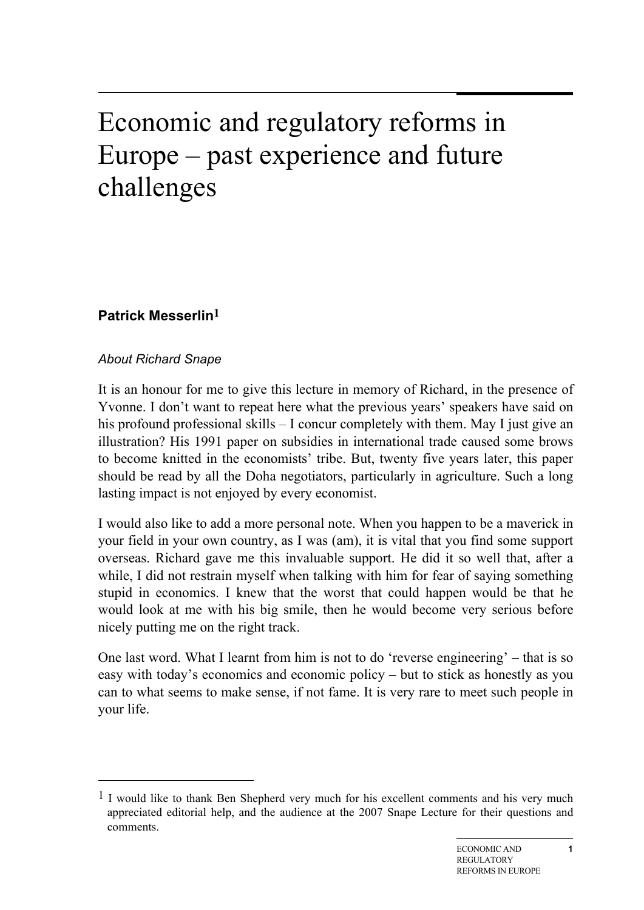# Economic and regulatory reforms in Europe – past experience and future challenges

**Patrick Messerlin**[1]

*About Richard Snape*

It is an honour for me to give this lecture in memory of Richard, in the presence of Yvonne. I don't want to repeat here what the previous years' speakers have said on his profound professional skills – I concur completely with them. May I just give an illustration? His 1991 paper on subsidies in international trade caused some brows to become knitted in the economists' tribe. But, twenty five years later, this paper should be read by all the Doha negotiators, particularly in agriculture. Such a long lasting impact is not enjoyed by every economist.

I would also like to add a more personal note. When you happen to be a maverick in your field in your own country, as I was (am), it is vital that you find some support overseas. Richard gave me this invaluable support. He did it so well that, after a while, I did not restrain myself when talking with him for fear of saying something stupid in economics. I knew that the worst that could happen would be that he would look at me with his big smile, then he would become very serious before nicely putting me on the right track.

One last word. What I learnt from him is not to do 'reverse engineering' – that is so easy with today's economics and economic policy – but to stick as honestly as you can to what seems to make sense, if not fame. It is very rare to meet such people in your life.

[1] I would like to thank Ben Shepherd very much for his excellent comments and his very much appreciated editorial help, and the audience at the 2007 Snape Lecture for their questions and comments.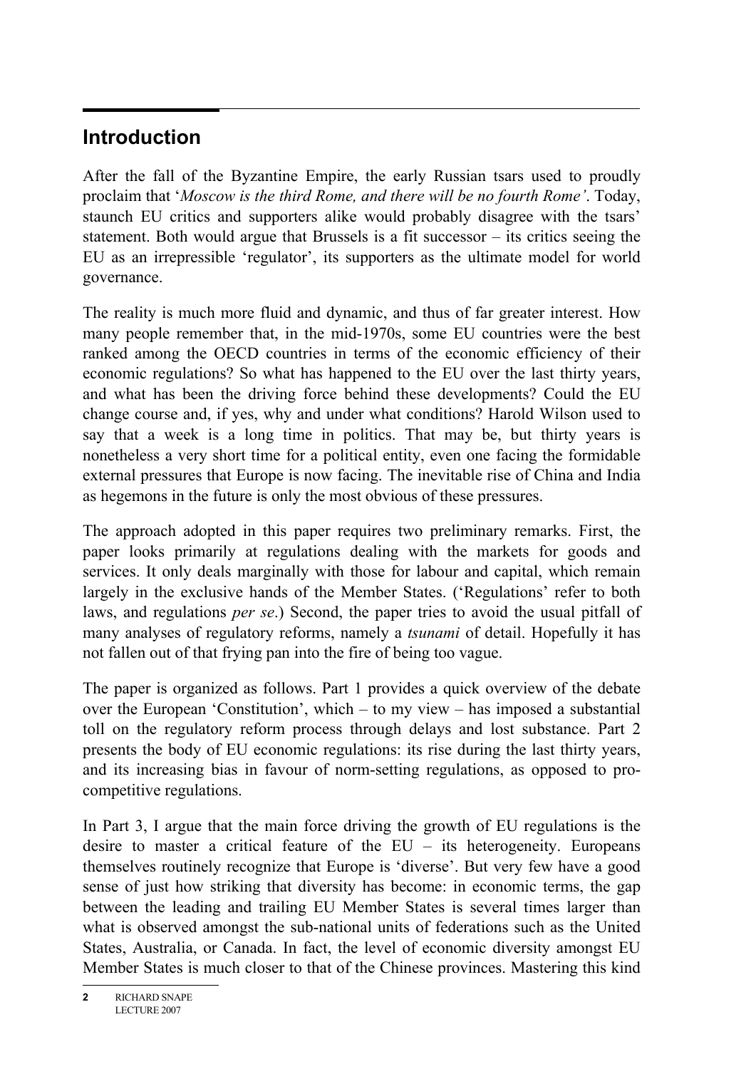# Introduction

After the fall of the Byzantine Empire, the early Russian tsars used to proudly proclaim that '*Moscow is the third Rome, and there will be no fourth Rome'*. Today, staunch EU critics and supporters alike would probably disagree with the tsars' statement. Both would argue that Brussels is a fit successor – its critics seeing the EU as an irrepressible 'regulator', its supporters as the ultimate model for world governance.

The reality is much more fluid and dynamic, and thus of far greater interest. How many people remember that, in the mid-1970s, some EU countries were the best ranked among the OECD countries in terms of the economic efficiency of their economic regulations? So what has happened to the EU over the last thirty years, and what has been the driving force behind these developments? Could the EU change course and, if yes, why and under what conditions? Harold Wilson used to say that a week is a long time in politics. That may be, but thirty years is nonetheless a very short time for a political entity, even one facing the formidable external pressures that Europe is now facing. The inevitable rise of China and India as hegemons in the future is only the most obvious of these pressures.

The approach adopted in this paper requires two preliminary remarks. First, the paper looks primarily at regulations dealing with the markets for goods and services. It only deals marginally with those for labour and capital, which remain largely in the exclusive hands of the Member States. ('Regulations' refer to both laws, and regulations *per se*.) Second, the paper tries to avoid the usual pitfall of many analyses of regulatory reforms, namely a *tsunami* of detail. Hopefully it has not fallen out of that frying pan into the fire of being too vague.

The paper is organized as follows. Part 1 provides a quick overview of the debate over the European 'Constitution', which – to my view – has imposed a substantial toll on the regulatory reform process through delays and lost substance. Part 2 presents the body of EU economic regulations: its rise during the last thirty years, and its increasing bias in favour of norm-setting regulations, as opposed to pro-competitive regulations.

In Part 3, I argue that the main force driving the growth of EU regulations is the desire to master a critical feature of the EU – its heterogeneity. Europeans themselves routinely recognize that Europe is 'diverse'. But very few have a good sense of just how striking that diversity has become: in economic terms, the gap between the leading and trailing EU Member States is several times larger than what is observed amongst the sub-national units of federations such as the United States, Australia, or Canada. In fact, the level of economic diversity amongst EU Member States is much closer to that of the Chinese provinces. Mastering this kind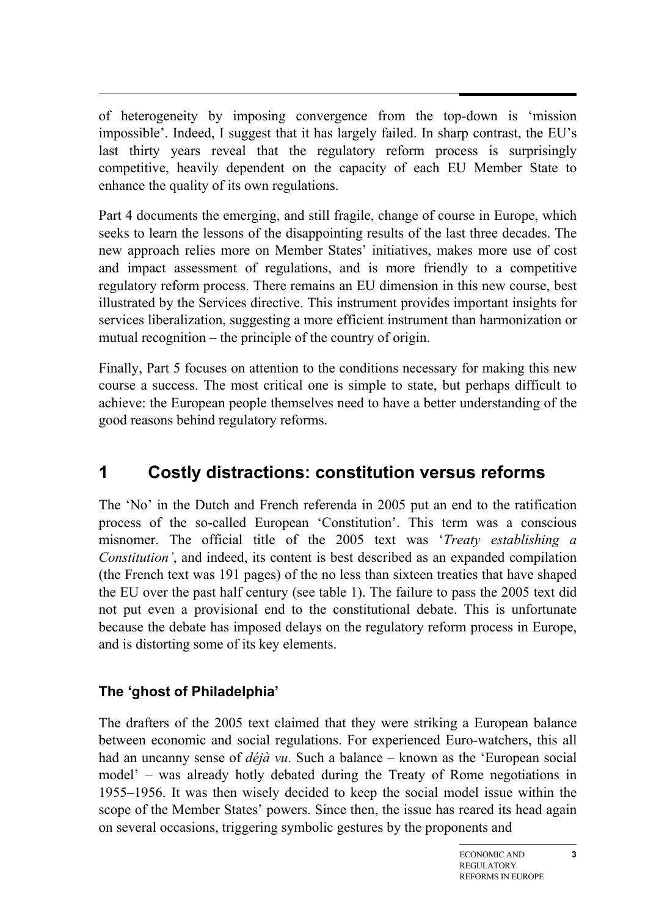of heterogeneity by imposing convergence from the top-down is 'mission impossible'. Indeed, I suggest that it has largely failed. In sharp contrast, the EU's last thirty years reveal that the regulatory reform process is surprisingly competitive, heavily dependent on the capacity of each EU Member State to enhance the quality of its own regulations.

Part 4 documents the emerging, and still fragile, change of course in Europe, which seeks to learn the lessons of the disappointing results of the last three decades. The new approach relies more on Member States' initiatives, makes more use of cost and impact assessment of regulations, and is more friendly to a competitive regulatory reform process. There remains an EU dimension in this new course, best illustrated by the Services directive. This instrument provides important insights for services liberalization, suggesting a more efficient instrument than harmonization or mutual recognition – the principle of the country of origin.

Finally, Part 5 focuses on attention to the conditions necessary for making this new course a success. The most critical one is simple to state, but perhaps difficult to achieve: the European people themselves need to have a better understanding of the good reasons behind regulatory reforms.

# 1 Costly distractions: constitution versus reforms

The 'No' in the Dutch and French referenda in 2005 put an end to the ratification process of the so-called European 'Constitution'. This term was a conscious misnomer. The official title of the 2005 text was '*Treaty establishing a Constitution'*, and indeed, its content is best described as an expanded compilation (the French text was 191 pages) of the no less than sixteen treaties that have shaped the EU over the past half century (see table 1). The failure to pass the 2005 text did not put even a provisional end to the constitutional debate. This is unfortunate because the debate has imposed delays on the regulatory reform process in Europe, and is distorting some of its key elements.

### The 'ghost of Philadelphia'

The drafters of the 2005 text claimed that they were striking a European balance between economic and social regulations. For experienced Euro-watchers, this all had an uncanny sense of *déjà vu*. Such a balance – known as the 'European social model' – was already hotly debated during the Treaty of Rome negotiations in 1955–1956. It was then wisely decided to keep the social model issue within the scope of the Member States' powers. Since then, the issue has reared its head again on several occasions, triggering symbolic gestures by the proponents and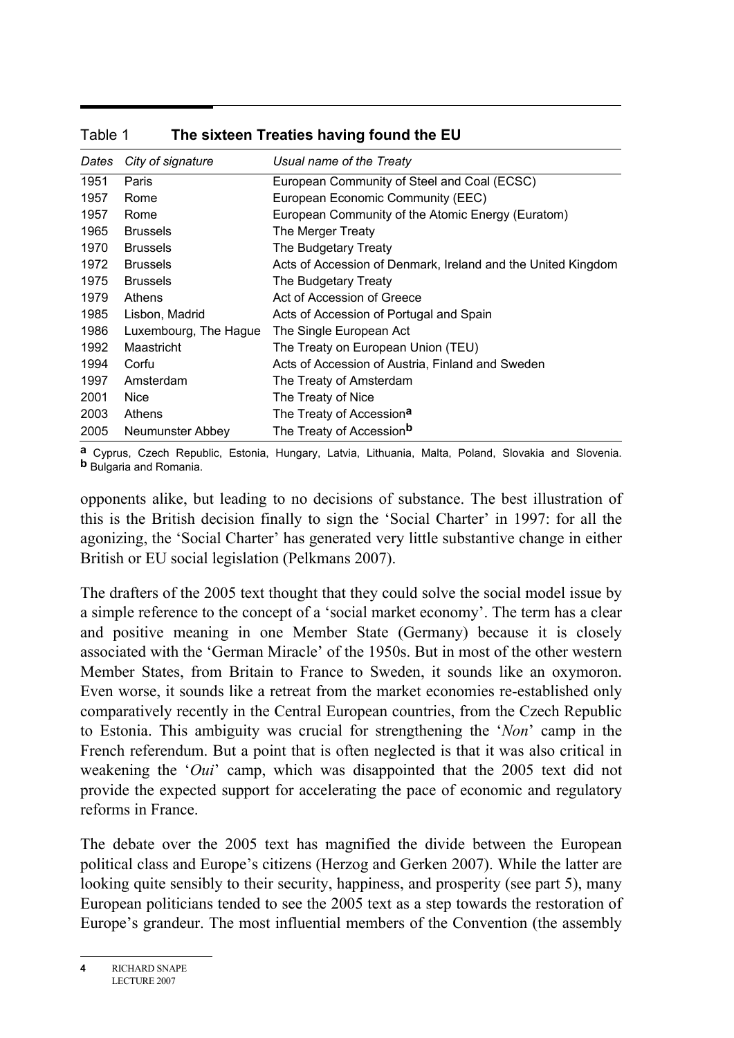Table 1 **The sixteen Treaties having found the EU**

| *Dates* | *City of signature* | *Usual name of the Treaty* |
|---|---|---|
| 1951 | Paris | European Community of Steel and Coal (ECSC) |
| 1957 | Rome | European Economic Community (EEC) |
| 1957 | Rome | European Community of the Atomic Energy (Euratom) |
| 1965 | Brussels | The Merger Treaty |
| 1970 | Brussels | The Budgetary Treaty |
| 1972 | Brussels | Acts of Accession of Denmark, Ireland and the United Kingdom |
| 1975 | Brussels | The Budgetary Treaty |
| 1979 | Athens | Act of Accession of Greece |
| 1985 | Lisbon, Madrid | Acts of Accession of Portugal and Spain |
| 1986 | Luxembourg, The Hague | The Single European Act |
| 1992 | Maastricht | The Treaty on European Union (TEU) |
| 1994 | Corfu | Acts of Accession of Austria, Finland and Sweden |
| 1997 | Amsterdam | The Treaty of Amsterdam |
| 2001 | Nice | The Treaty of Nice |
| 2003 | Athens | The Treaty of Accession[a] |
| 2005 | Neumunster Abbey | The Treaty of Accession[b] |

[a] Cyprus, Czech Republic, Estonia, Hungary, Latvia, Lithuania, Malta, Poland, Slovakia and Slovenia. [b] Bulgaria and Romania.

opponents alike, but leading to no decisions of substance. The best illustration of this is the British decision finally to sign the 'Social Charter' in 1997: for all the agonizing, the 'Social Charter' has generated very little substantive change in either British or EU social legislation (Pelkmans 2007).

The drafters of the 2005 text thought that they could solve the social model issue by a simple reference to the concept of a 'social market economy'. The term has a clear and positive meaning in one Member State (Germany) because it is closely associated with the 'German Miracle' of the 1950s. But in most of the other western Member States, from Britain to France to Sweden, it sounds like an oxymoron. Even worse, it sounds like a retreat from the market economies re-established only comparatively recently in the Central European countries, from the Czech Republic to Estonia. This ambiguity was crucial for strengthening the '*Non*' camp in the French referendum. But a point that is often neglected is that it was also critical in weakening the '*Oui*' camp, which was disappointed that the 2005 text did not provide the expected support for accelerating the pace of economic and regulatory reforms in France.

The debate over the 2005 text has magnified the divide between the European political class and Europe's citizens (Herzog and Gerken 2007). While the latter are looking quite sensibly to their security, happiness, and prosperity (see part 5), many European politicians tended to see the 2005 text as a step towards the restoration of Europe's grandeur. The most influential members of the Convention (the assembly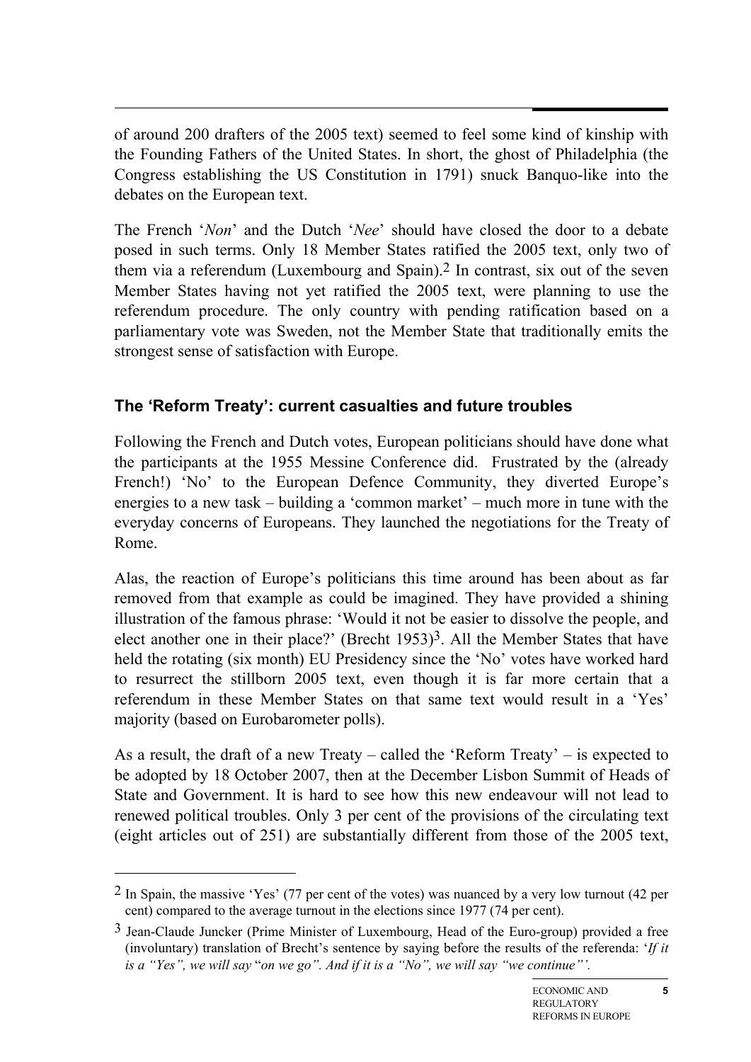of around 200 drafters of the 2005 text) seemed to feel some kind of kinship with the Founding Fathers of the United States. In short, the ghost of Philadelphia (the Congress establishing the US Constitution in 1791) snuck Banquo-like into the debates on the European text.

The French '*Non*' and the Dutch '*Nee*' should have closed the door to a debate posed in such terms. Only 18 Member States ratified the 2005 text, only two of them via a referendum (Luxembourg and Spain).[2] In contrast, six out of the seven Member States having not yet ratified the 2005 text, were planning to use the referendum procedure. The only country with pending ratification based on a parliamentary vote was Sweden, not the Member State that traditionally emits the strongest sense of satisfaction with Europe.

## The 'Reform Treaty': current casualties and future troubles

Following the French and Dutch votes, European politicians should have done what the participants at the 1955 Messine Conference did. Frustrated by the (already French!) 'No' to the European Defence Community, they diverted Europe's energies to a new task – building a 'common market' – much more in tune with the everyday concerns of Europeans. They launched the negotiations for the Treaty of Rome.

Alas, the reaction of Europe's politicians this time around has been about as far removed from that example as could be imagined. They have provided a shining illustration of the famous phrase: 'Would it not be easier to dissolve the people, and elect another one in their place?' (Brecht 1953)[3]. All the Member States that have held the rotating (six month) EU Presidency since the 'No' votes have worked hard to resurrect the stillborn 2005 text, even though it is far more certain that a referendum in these Member States on that same text would result in a 'Yes' majority (based on Eurobarometer polls).

As a result, the draft of a new Treaty – called the 'Reform Treaty' – is expected to be adopted by 18 October 2007, then at the December Lisbon Summit of Heads of State and Government. It is hard to see how this new endeavour will not lead to renewed political troubles. Only 3 per cent of the provisions of the circulating text (eight articles out of 251) are substantially different from those of the 2005 text,

---

[2] In Spain, the massive 'Yes' (77 per cent of the votes) was nuanced by a very low turnout (42 per cent) compared to the average turnout in the elections since 1977 (74 per cent).

[3] Jean-Claude Juncker (Prime Minister of Luxembourg, Head of the Euro-group) provided a free (involuntary) translation of Brecht's sentence by saying before the results of the referenda: '*If it is a "Yes", we will say* "*on we go". And if it is a "No", we will say "we continue"'.*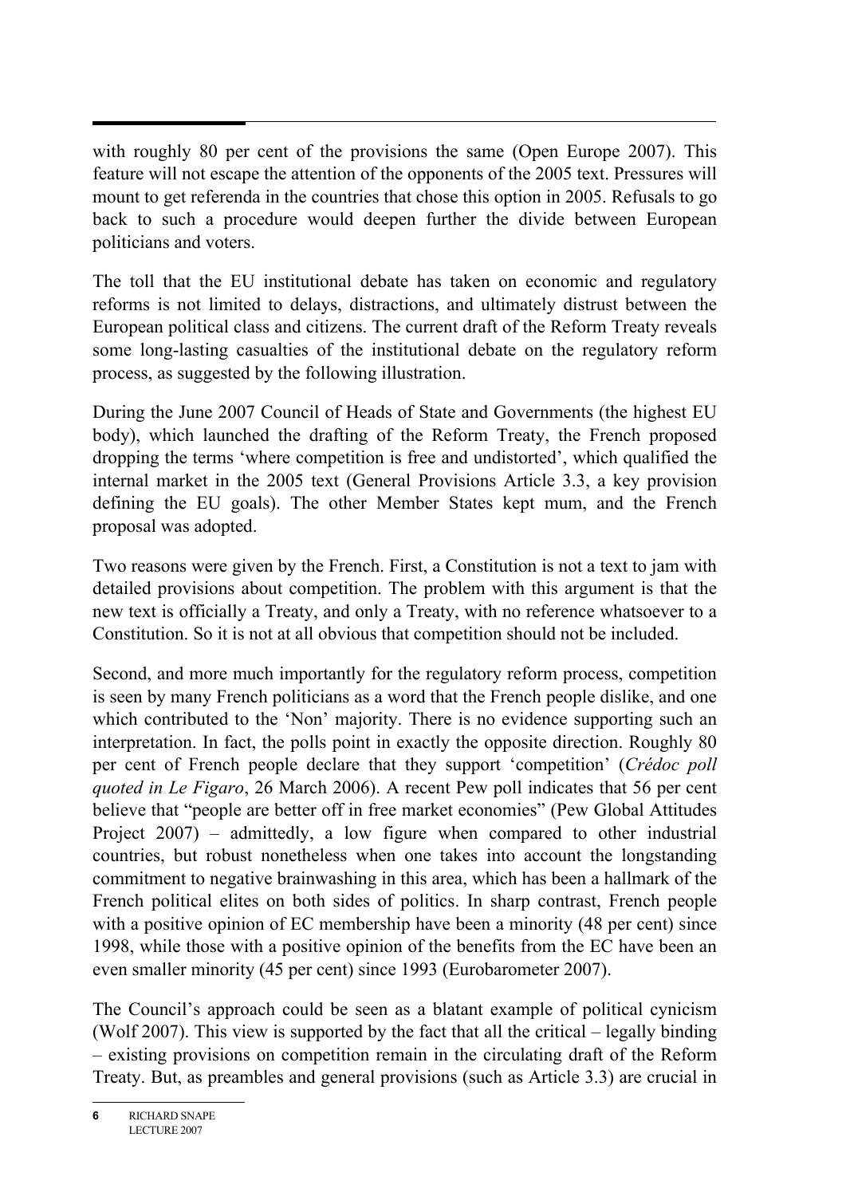with roughly 80 per cent of the provisions the same (Open Europe 2007). This feature will not escape the attention of the opponents of the 2005 text. Pressures will mount to get referenda in the countries that chose this option in 2005. Refusals to go back to such a procedure would deepen further the divide between European politicians and voters.

The toll that the EU institutional debate has taken on economic and regulatory reforms is not limited to delays, distractions, and ultimately distrust between the European political class and citizens. The current draft of the Reform Treaty reveals some long-lasting casualties of the institutional debate on the regulatory reform process, as suggested by the following illustration.

During the June 2007 Council of Heads of State and Governments (the highest EU body), which launched the drafting of the Reform Treaty, the French proposed dropping the terms 'where competition is free and undistorted', which qualified the internal market in the 2005 text (General Provisions Article 3.3, a key provision defining the EU goals). The other Member States kept mum, and the French proposal was adopted.

Two reasons were given by the French. First, a Constitution is not a text to jam with detailed provisions about competition. The problem with this argument is that the new text is officially a Treaty, and only a Treaty, with no reference whatsoever to a Constitution. So it is not at all obvious that competition should not be included.

Second, and more much importantly for the regulatory reform process, competition is seen by many French politicians as a word that the French people dislike, and one which contributed to the 'Non' majority. There is no evidence supporting such an interpretation. In fact, the polls point in exactly the opposite direction. Roughly 80 per cent of French people declare that they support 'competition' (*Crédoc poll quoted in Le Figaro*, 26 March 2006). A recent Pew poll indicates that 56 per cent believe that "people are better off in free market economies" (Pew Global Attitudes Project 2007) – admittedly, a low figure when compared to other industrial countries, but robust nonetheless when one takes into account the longstanding commitment to negative brainwashing in this area, which has been a hallmark of the French political elites on both sides of politics. In sharp contrast, French people with a positive opinion of EC membership have been a minority (48 per cent) since 1998, while those with a positive opinion of the benefits from the EC have been an even smaller minority (45 per cent) since 1993 (Eurobarometer 2007).

The Council's approach could be seen as a blatant example of political cynicism (Wolf 2007). This view is supported by the fact that all the critical – legally binding – existing provisions on competition remain in the circulating draft of the Reform Treaty. But, as preambles and general provisions (such as Article 3.3) are crucial in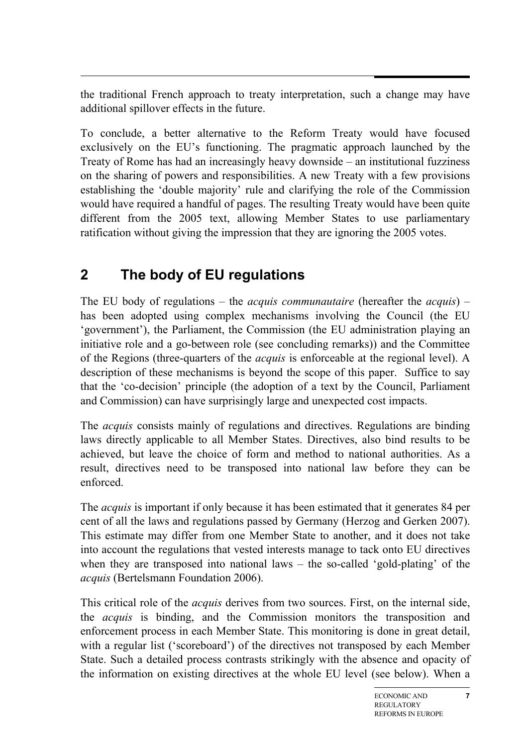the traditional French approach to treaty interpretation, such a change may have additional spillover effects in the future.

To conclude, a better alternative to the Reform Treaty would have focused exclusively on the EU's functioning. The pragmatic approach launched by the Treaty of Rome has had an increasingly heavy downside – an institutional fuzziness on the sharing of powers and responsibilities. A new Treaty with a few provisions establishing the 'double majority' rule and clarifying the role of the Commission would have required a handful of pages. The resulting Treaty would have been quite different from the 2005 text, allowing Member States to use parliamentary ratification without giving the impression that they are ignoring the 2005 votes.

## 2 The body of EU regulations

The EU body of regulations – the *acquis communautaire* (hereafter the *acquis*) – has been adopted using complex mechanisms involving the Council (the EU 'government'), the Parliament, the Commission (the EU administration playing an initiative role and a go-between role (see concluding remarks)) and the Committee of the Regions (three-quarters of the *acquis* is enforceable at the regional level). A description of these mechanisms is beyond the scope of this paper. Suffice to say that the 'co-decision' principle (the adoption of a text by the Council, Parliament and Commission) can have surprisingly large and unexpected cost impacts.

The *acquis* consists mainly of regulations and directives. Regulations are binding laws directly applicable to all Member States. Directives, also bind results to be achieved, but leave the choice of form and method to national authorities. As a result, directives need to be transposed into national law before they can be enforced.

The *acquis* is important if only because it has been estimated that it generates 84 per cent of all the laws and regulations passed by Germany (Herzog and Gerken 2007). This estimate may differ from one Member State to another, and it does not take into account the regulations that vested interests manage to tack onto EU directives when they are transposed into national laws – the so-called 'gold-plating' of the *acquis* (Bertelsmann Foundation 2006).

This critical role of the *acquis* derives from two sources. First, on the internal side, the *acquis* is binding, and the Commission monitors the transposition and enforcement process in each Member State. This monitoring is done in great detail, with a regular list ('scoreboard') of the directives not transposed by each Member State. Such a detailed process contrasts strikingly with the absence and opacity of the information on existing directives at the whole EU level (see below). When a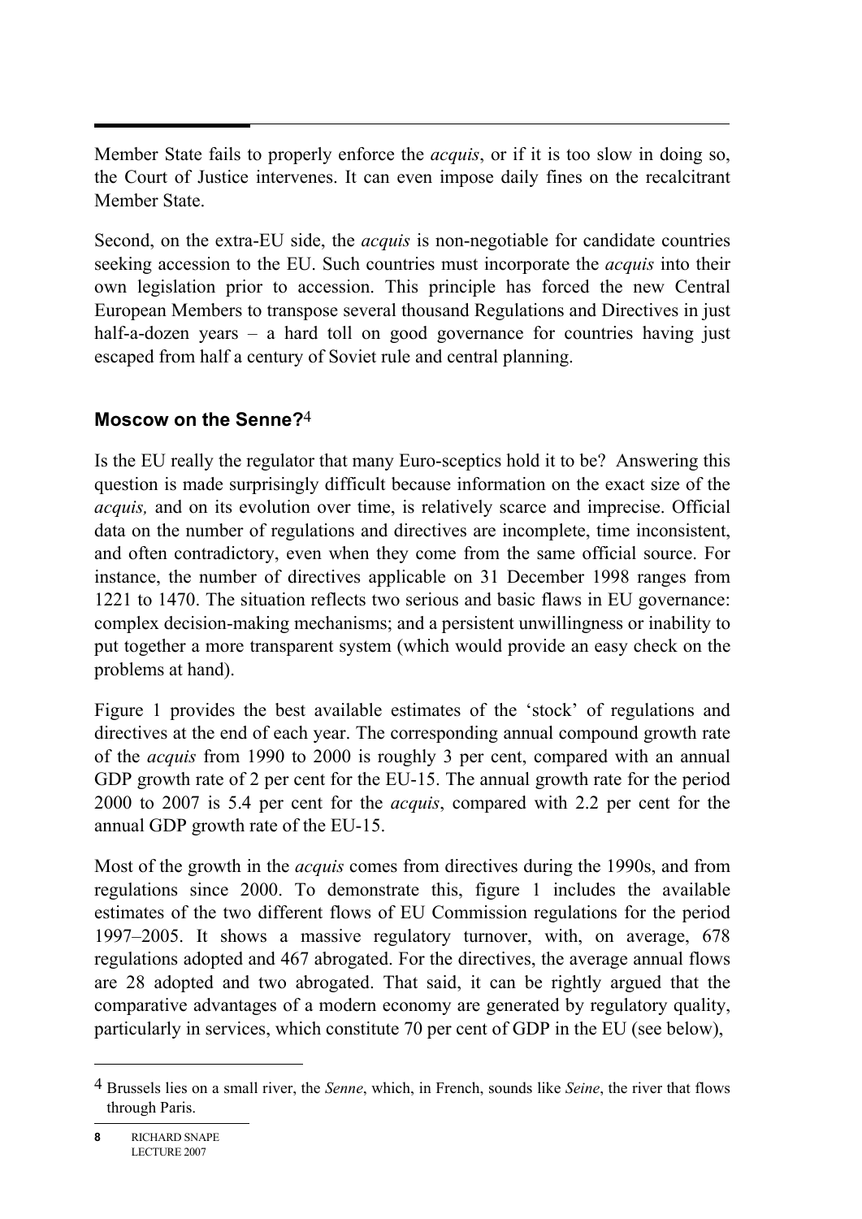Member State fails to properly enforce the *acquis*, or if it is too slow in doing so, the Court of Justice intervenes. It can even impose daily fines on the recalcitrant Member State.

Second, on the extra-EU side, the *acquis* is non-negotiable for candidate countries seeking accession to the EU. Such countries must incorporate the *acquis* into their own legislation prior to accession. This principle has forced the new Central European Members to transpose several thousand Regulations and Directives in just half-a-dozen years – a hard toll on good governance for countries having just escaped from half a century of Soviet rule and central planning.

## Moscow on the Senne?[4]

Is the EU really the regulator that many Euro-sceptics hold it to be? Answering this question is made surprisingly difficult because information on the exact size of the *acquis,* and on its evolution over time, is relatively scarce and imprecise. Official data on the number of regulations and directives are incomplete, time inconsistent, and often contradictory, even when they come from the same official source. For instance, the number of directives applicable on 31 December 1998 ranges from 1221 to 1470. The situation reflects two serious and basic flaws in EU governance: complex decision-making mechanisms; and a persistent unwillingness or inability to put together a more transparent system (which would provide an easy check on the problems at hand).

Figure 1 provides the best available estimates of the 'stock' of regulations and directives at the end of each year. The corresponding annual compound growth rate of the *acquis* from 1990 to 2000 is roughly 3 per cent, compared with an annual GDP growth rate of 2 per cent for the EU-15. The annual growth rate for the period 2000 to 2007 is 5.4 per cent for the *acquis*, compared with 2.2 per cent for the annual GDP growth rate of the EU-15.

Most of the growth in the *acquis* comes from directives during the 1990s, and from regulations since 2000. To demonstrate this, figure 1 includes the available estimates of the two different flows of EU Commission regulations for the period 1997–2005. It shows a massive regulatory turnover, with, on average, 678 regulations adopted and 467 abrogated. For the directives, the average annual flows are 28 adopted and two abrogated. That said, it can be rightly argued that the comparative advantages of a modern economy are generated by regulatory quality, particularly in services, which constitute 70 per cent of GDP in the EU (see below),

---

[4] Brussels lies on a small river, the *Senne*, which, in French, sounds like *Seine*, the river that flows through Paris.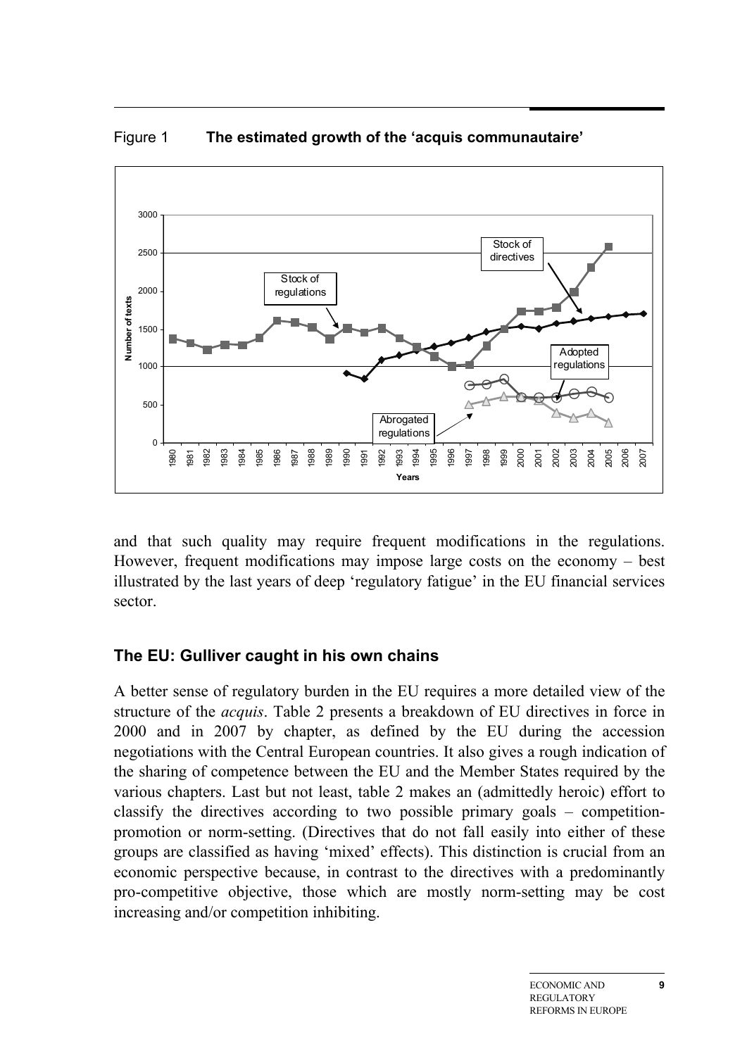Figure 1 **The estimated growth of the 'acquis communautaire'**

and that such quality may require frequent modifications in the regulations. However, frequent modifications may impose large costs on the economy – best illustrated by the last years of deep 'regulatory fatigue' in the EU financial services sector.

## The EU: Gulliver caught in his own chains

A better sense of regulatory burden in the EU requires a more detailed view of the structure of the *acquis*. Table 2 presents a breakdown of EU directives in force in 2000 and in 2007 by chapter, as defined by the EU during the accession negotiations with the Central European countries. It also gives a rough indication of the sharing of competence between the EU and the Member States required by the various chapters. Last but not least, table 2 makes an (admittedly heroic) effort to classify the directives according to two possible primary goals – competition-promotion or norm-setting. (Directives that do not fall easily into either of these groups are classified as having 'mixed' effects). This distinction is crucial from an economic perspective because, in contrast to the directives with a predominantly pro-competitive objective, those which are mostly norm-setting may be cost increasing and/or competition inhibiting.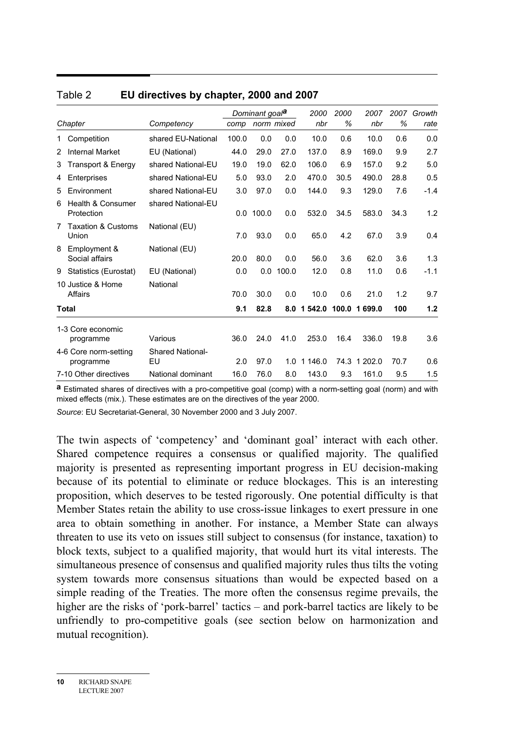Table 2 **EU directives by chapter, 2000 and 2007**

| Chapter | Competency | Dominant goal[a] | | | 2000 | 2000 | 2007 | 2007 | Growth |
|---|---|---|---|---|---|---|---|---|---|
| | | comp | norm | mixed | nbr | % | nbr | % | rate |
| 1 Competition | shared EU-National | 100.0 | 0.0 | 0.0 | 10.0 | 0.6 | 10.0 | 0.6 | 0.0 |
| 2 Internal Market | EU (National) | 44.0 | 29.0 | 27.0 | 137.0 | 8.9 | 169.0 | 9.9 | 2.7 |
| 3 Transport & Energy | shared National-EU | 19.0 | 19.0 | 62.0 | 106.0 | 6.9 | 157.0 | 9.2 | 5.0 |
| 4 Enterprises | shared National-EU | 5.0 | 93.0 | 2.0 | 470.0 | 30.5 | 490.0 | 28.8 | 0.5 |
| 5 Environment | shared National-EU | 3.0 | 97.0 | 0.0 | 144.0 | 9.3 | 129.0 | 7.6 | -1.4 |
| 6 Health & Consumer Protection | shared National-EU | 0.0 | 100.0 | 0.0 | 532.0 | 34.5 | 583.0 | 34.3 | 1.2 |
| 7 Taxation & Customs Union | National (EU) | 7.0 | 93.0 | 0.0 | 65.0 | 4.2 | 67.0 | 3.9 | 0.4 |
| 8 Employment & Social affairs | National (EU) | 20.0 | 80.0 | 0.0 | 56.0 | 3.6 | 62.0 | 3.6 | 1.3 |
| 9 Statistics (Eurostat) | EU (National) | 0.0 | 0.0 | 100.0 | 12.0 | 0.8 | 11.0 | 0.6 | -1.1 |
| 10 Justice & Home Affairs | National | 70.0 | 30.0 | 0.0 | 10.0 | 0.6 | 21.0 | 1.2 | 9.7 |
| **Total** | | **9.1** | **82.8** | **8.0** | **1 542.0** | **100.0** | **1 699.0** | **100** | **1.2** |
| 1-3 Core economic programme | Various | 36.0 | 24.0 | 41.0 | 253.0 | 16.4 | 336.0 | 19.8 | 3.6 |
| 4-6 Core norm-setting programme | Shared National-EU | 2.0 | 97.0 | 1.0 | 1 146.0 | 74.3 | 1 202.0 | 70.7 | 0.6 |
| 7-10 Other directives | National dominant | 16.0 | 76.0 | 8.0 | 143.0 | 9.3 | 161.0 | 9.5 | 1.5 |

**a** Estimated shares of directives with a pro-competitive goal (comp) with a norm-setting goal (norm) and with mixed effects (mix.). These estimates are on the directives of the year 2000.

*Source*: EU Secretariat-General, 30 November 2000 and 3 July 2007.

The twin aspects of 'competency' and 'dominant goal' interact with each other. Shared competence requires a consensus or qualified majority. The qualified majority is presented as representing important progress in EU decision-making because of its potential to eliminate or reduce blockages. This is an interesting proposition, which deserves to be tested rigorously. One potential difficulty is that Member States retain the ability to use cross-issue linkages to exert pressure in one area to obtain something in another. For instance, a Member State can always threaten to use its veto on issues still subject to consensus (for instance, taxation) to block texts, subject to a qualified majority, that would hurt its vital interests. The simultaneous presence of consensus and qualified majority rules thus tilts the voting system towards more consensus situations than would be expected based on a simple reading of the Treaties. The more often the consensus regime prevails, the higher are the risks of 'pork-barrel' tactics – and pork-barrel tactics are likely to be unfriendly to pro-competitive goals (see section below on harmonization and mutual recognition).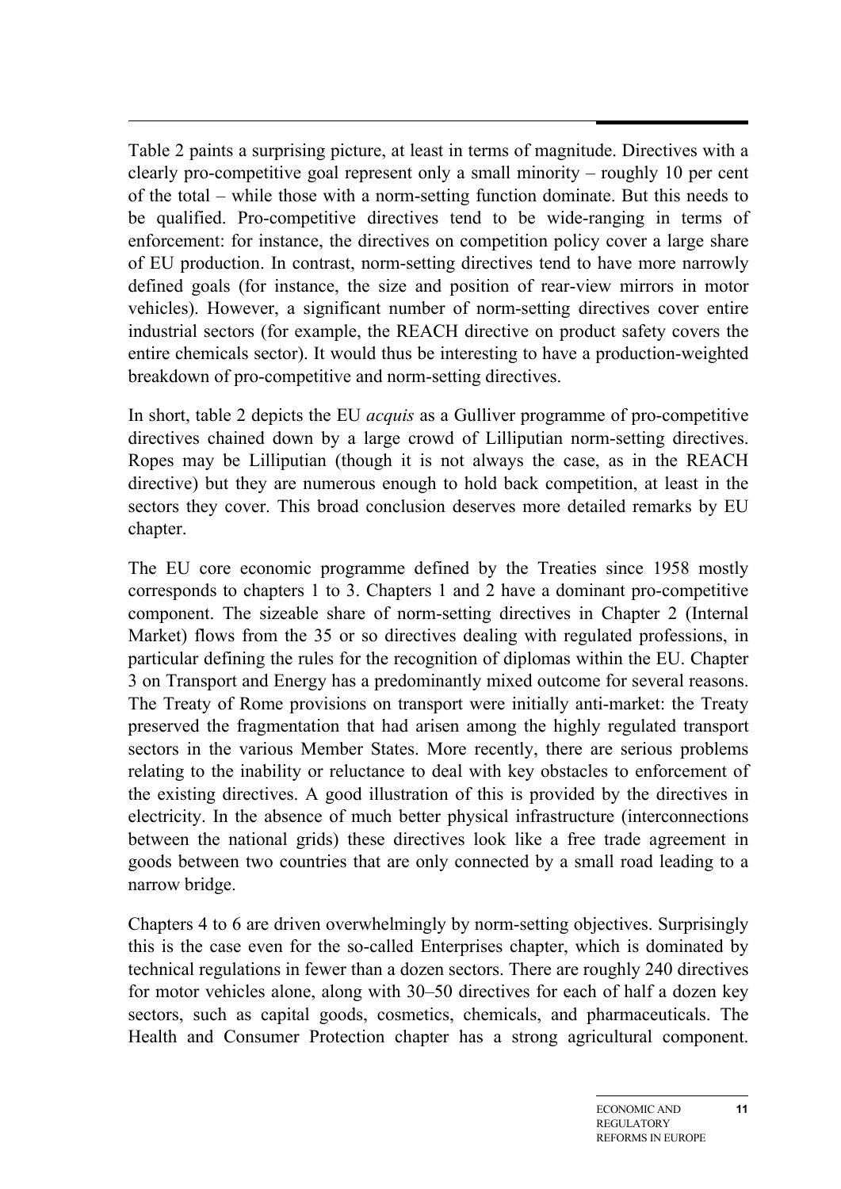Table 2 paints a surprising picture, at least in terms of magnitude. Directives with a clearly pro-competitive goal represent only a small minority – roughly 10 per cent of the total – while those with a norm-setting function dominate. But this needs to be qualified. Pro-competitive directives tend to be wide-ranging in terms of enforcement: for instance, the directives on competition policy cover a large share of EU production. In contrast, norm-setting directives tend to have more narrowly defined goals (for instance, the size and position of rear-view mirrors in motor vehicles). However, a significant number of norm-setting directives cover entire industrial sectors (for example, the REACH directive on product safety covers the entire chemicals sector). It would thus be interesting to have a production-weighted breakdown of pro-competitive and norm-setting directives.

In short, table 2 depicts the EU *acquis* as a Gulliver programme of pro-competitive directives chained down by a large crowd of Lilliputian norm-setting directives. Ropes may be Lilliputian (though it is not always the case, as in the REACH directive) but they are numerous enough to hold back competition, at least in the sectors they cover. This broad conclusion deserves more detailed remarks by EU chapter.

The EU core economic programme defined by the Treaties since 1958 mostly corresponds to chapters 1 to 3. Chapters 1 and 2 have a dominant pro-competitive component. The sizeable share of norm-setting directives in Chapter 2 (Internal Market) flows from the 35 or so directives dealing with regulated professions, in particular defining the rules for the recognition of diplomas within the EU. Chapter 3 on Transport and Energy has a predominantly mixed outcome for several reasons. The Treaty of Rome provisions on transport were initially anti-market: the Treaty preserved the fragmentation that had arisen among the highly regulated transport sectors in the various Member States. More recently, there are serious problems relating to the inability or reluctance to deal with key obstacles to enforcement of the existing directives. A good illustration of this is provided by the directives in electricity. In the absence of much better physical infrastructure (interconnections between the national grids) these directives look like a free trade agreement in goods between two countries that are only connected by a small road leading to a narrow bridge.

Chapters 4 to 6 are driven overwhelmingly by norm-setting objectives. Surprisingly this is the case even for the so-called Enterprises chapter, which is dominated by technical regulations in fewer than a dozen sectors. There are roughly 240 directives for motor vehicles alone, along with 30–50 directives for each of half a dozen key sectors, such as capital goods, cosmetics, chemicals, and pharmaceuticals. The Health and Consumer Protection chapter has a strong agricultural component.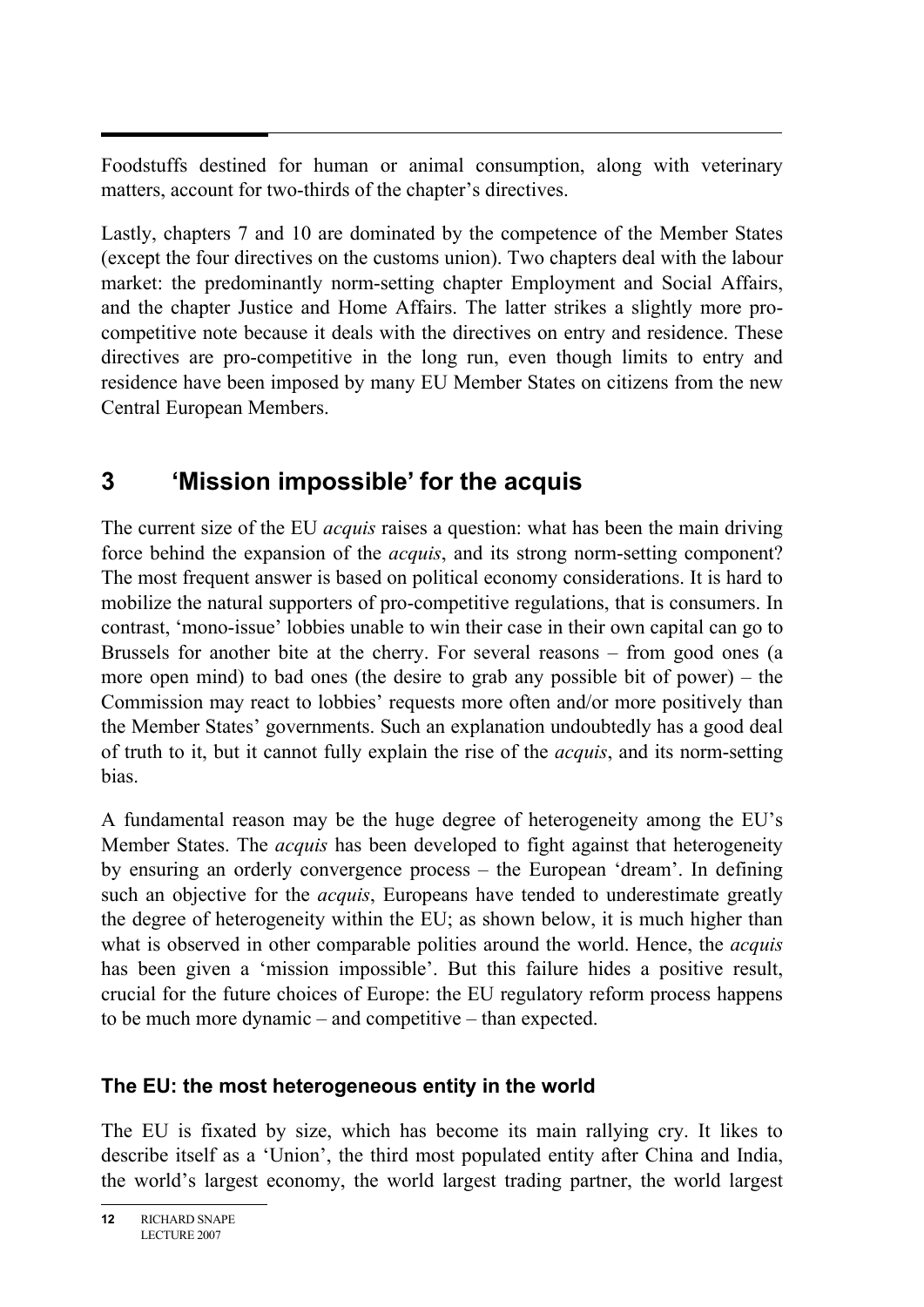Foodstuffs destined for human or animal consumption, along with veterinary matters, account for two-thirds of the chapter's directives.

Lastly, chapters 7 and 10 are dominated by the competence of the Member States (except the four directives on the customs union). Two chapters deal with the labour market: the predominantly norm-setting chapter Employment and Social Affairs, and the chapter Justice and Home Affairs. The latter strikes a slightly more pro-competitive note because it deals with the directives on entry and residence. These directives are pro-competitive in the long run, even though limits to entry and residence have been imposed by many EU Member States on citizens from the new Central European Members.

# 3 'Mission impossible' for the acquis

The current size of the EU *acquis* raises a question: what has been the main driving force behind the expansion of the *acquis*, and its strong norm-setting component? The most frequent answer is based on political economy considerations. It is hard to mobilize the natural supporters of pro-competitive regulations, that is consumers. In contrast, 'mono-issue' lobbies unable to win their case in their own capital can go to Brussels for another bite at the cherry. For several reasons – from good ones (a more open mind) to bad ones (the desire to grab any possible bit of power) – the Commission may react to lobbies' requests more often and/or more positively than the Member States' governments. Such an explanation undoubtedly has a good deal of truth to it, but it cannot fully explain the rise of the *acquis*, and its norm-setting bias.

A fundamental reason may be the huge degree of heterogeneity among the EU's Member States. The *acquis* has been developed to fight against that heterogeneity by ensuring an orderly convergence process – the European 'dream'. In defining such an objective for the *acquis*, Europeans have tended to underestimate greatly the degree of heterogeneity within the EU; as shown below, it is much higher than what is observed in other comparable polities around the world. Hence, the *acquis* has been given a 'mission impossible'. But this failure hides a positive result, crucial for the future choices of Europe: the EU regulatory reform process happens to be much more dynamic – and competitive – than expected.

### The EU: the most heterogeneous entity in the world

The EU is fixated by size, which has become its main rallying cry. It likes to describe itself as a 'Union', the third most populated entity after China and India, the world's largest economy, the world largest trading partner, the world largest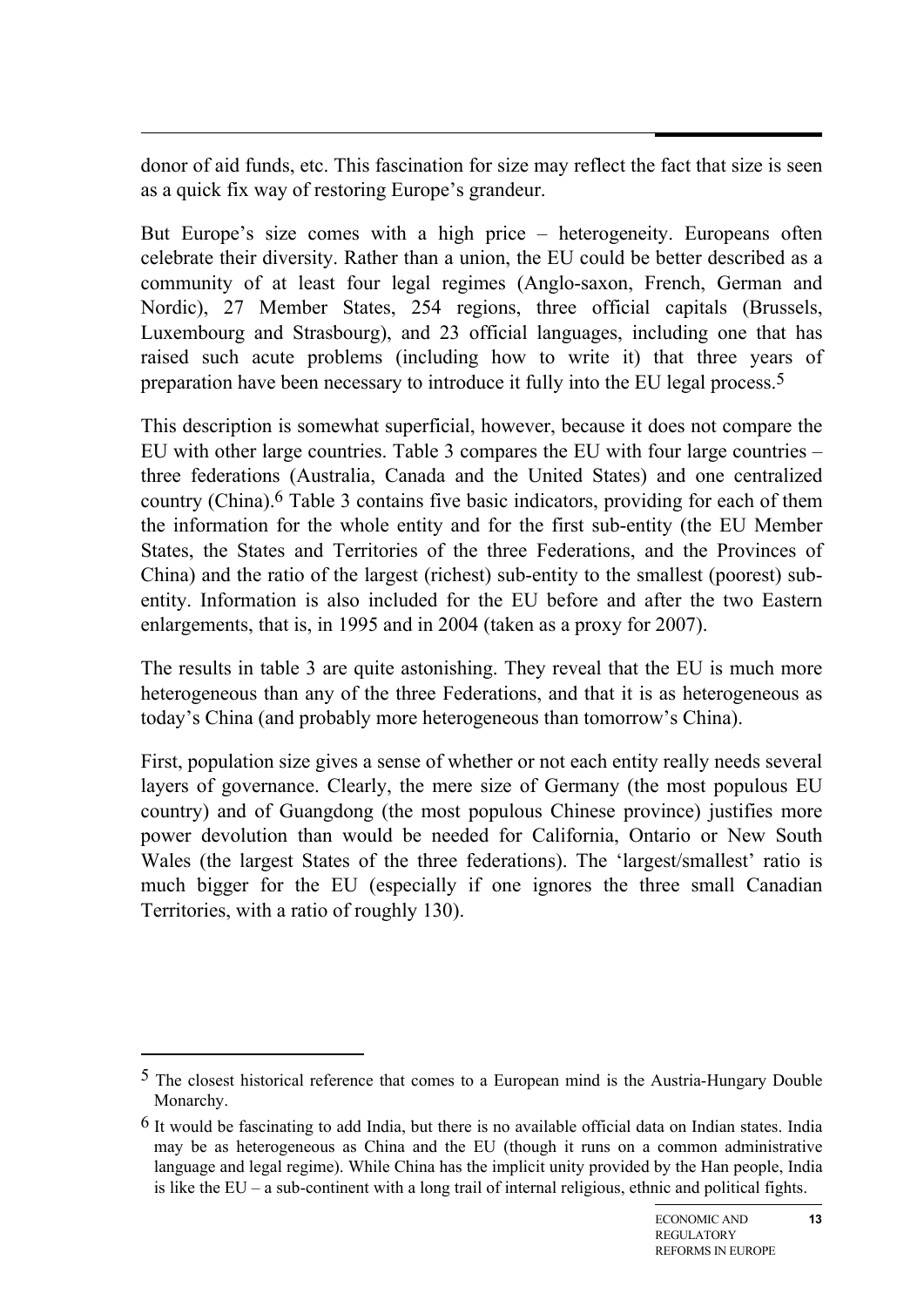donor of aid funds, etc. This fascination for size may reflect the fact that size is seen as a quick fix way of restoring Europe's grandeur.

But Europe's size comes with a high price – heterogeneity. Europeans often celebrate their diversity. Rather than a union, the EU could be better described as a community of at least four legal regimes (Anglo-saxon, French, German and Nordic), 27 Member States, 254 regions, three official capitals (Brussels, Luxembourg and Strasbourg), and 23 official languages, including one that has raised such acute problems (including how to write it) that three years of preparation have been necessary to introduce it fully into the EU legal process.[5]

This description is somewhat superficial, however, because it does not compare the EU with other large countries. Table 3 compares the EU with four large countries – three federations (Australia, Canada and the United States) and one centralized country (China).[6] Table 3 contains five basic indicators, providing for each of them the information for the whole entity and for the first sub-entity (the EU Member States, the States and Territories of the three Federations, and the Provinces of China) and the ratio of the largest (richest) sub-entity to the smallest (poorest) sub-entity. Information is also included for the EU before and after the two Eastern enlargements, that is, in 1995 and in 2004 (taken as a proxy for 2007).

The results in table 3 are quite astonishing. They reveal that the EU is much more heterogeneous than any of the three Federations, and that it is as heterogeneous as today's China (and probably more heterogeneous than tomorrow's China).

First, population size gives a sense of whether or not each entity really needs several layers of governance. Clearly, the mere size of Germany (the most populous EU country) and of Guangdong (the most populous Chinese province) justifies more power devolution than would be needed for California, Ontario or New South Wales (the largest States of the three federations). The 'largest/smallest' ratio is much bigger for the EU (especially if one ignores the three small Canadian Territories, with a ratio of roughly 130).

---

[5] The closest historical reference that comes to a European mind is the Austria-Hungary Double Monarchy.

[6] It would be fascinating to add India, but there is no available official data on Indian states. India may be as heterogeneous as China and the EU (though it runs on a common administrative language and legal regime). While China has the implicit unity provided by the Han people, India is like the EU – a sub-continent with a long trail of internal religious, ethnic and political fights.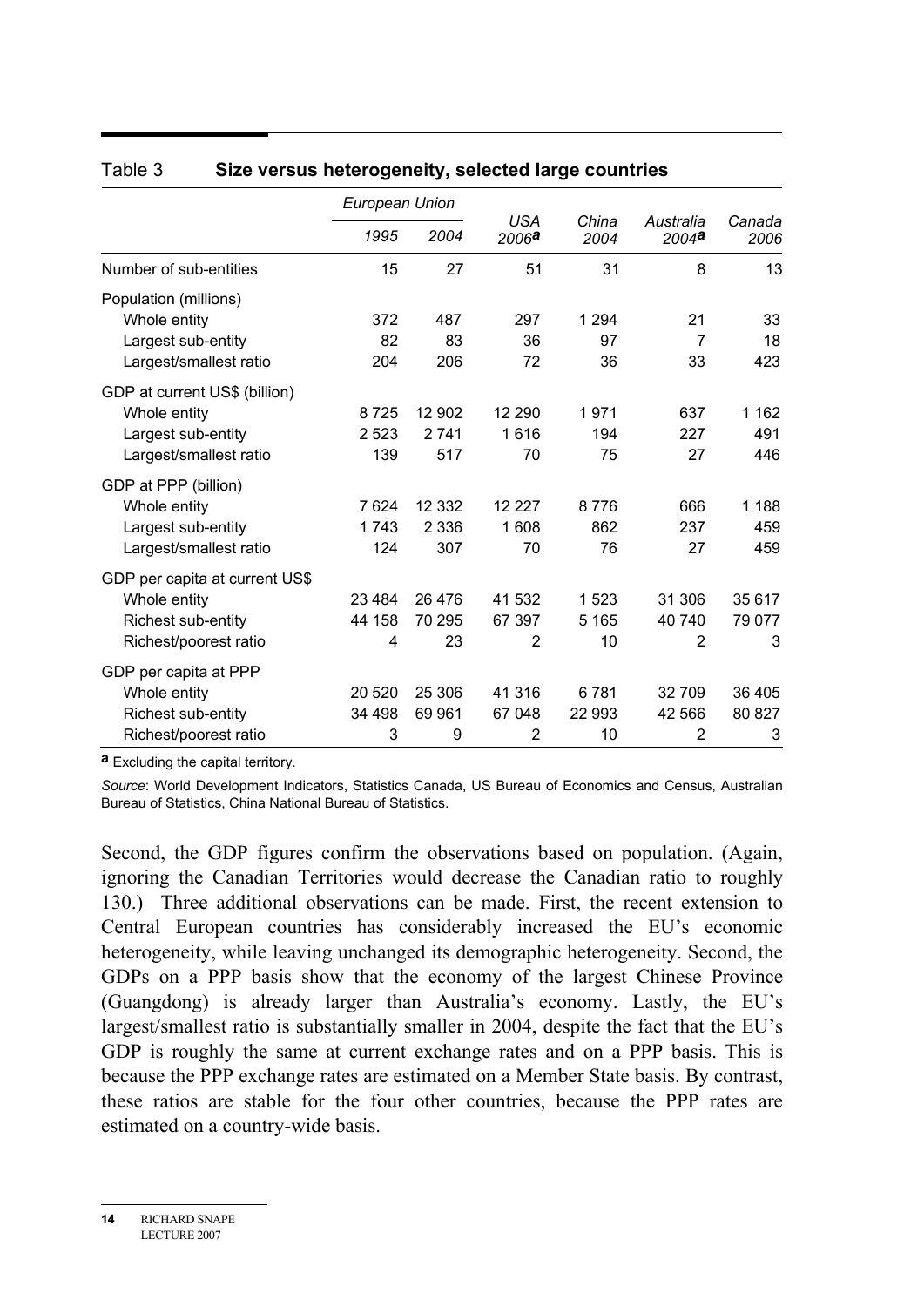Table 3 **Size versus heterogeneity, selected large countries**

| | *European Union* | | | | | |
|---|---|---|---|---|---|---|
| | *1995* | *2004* | *USA 2006*[a] | *China 2004* | *Australia 2004*[a] | *Canada 2006* |
| Number of sub-entities | 15 | 27 | 51 | 31 | 8 | 13 |
| Population (millions) | | | | | | |
| Whole entity | 372 | 487 | 297 | 1 294 | 21 | 33 |
| Largest sub-entity | 82 | 83 | 36 | 97 | 7 | 18 |
| Largest/smallest ratio | 204 | 206 | 72 | 36 | 33 | 423 |
| GDP at current US$ (billion) | | | | | | |
| Whole entity | 8 725 | 12 902 | 12 290 | 1 971 | 637 | 1 162 |
| Largest sub-entity | 2 523 | 2 741 | 1 616 | 194 | 227 | 491 |
| Largest/smallest ratio | 139 | 517 | 70 | 75 | 27 | 446 |
| GDP at PPP (billion) | | | | | | |
| Whole entity | 7 624 | 12 332 | 12 227 | 8 776 | 666 | 1 188 |
| Largest sub-entity | 1 743 | 2 336 | 1 608 | 862 | 237 | 459 |
| Largest/smallest ratio | 124 | 307 | 70 | 76 | 27 | 459 |
| GDP per capita at current US$ | | | | | | |
| Whole entity | 23 484 | 26 476 | 41 532 | 1 523 | 31 306 | 35 617 |
| Richest sub-entity | 44 158 | 70 295 | 67 397 | 5 165 | 40 740 | 79 077 |
| Richest/poorest ratio | 4 | 23 | 2 | 10 | 2 | 3 |
| GDP per capita at PPP | | | | | | |
| Whole entity | 20 520 | 25 306 | 41 316 | 6 781 | 32 709 | 36 405 |
| Richest sub-entity | 34 498 | 69 961 | 67 048 | 22 993 | 42 566 | 80 827 |
| Richest/poorest ratio | 3 | 9 | 2 | 10 | 2 | 3 |

[a] Excluding the capital territory.

*Source*: World Development Indicators, Statistics Canada, US Bureau of Economics and Census, Australian Bureau of Statistics, China National Bureau of Statistics.

Second, the GDP figures confirm the observations based on population. (Again, ignoring the Canadian Territories would decrease the Canadian ratio to roughly 130.) Three additional observations can be made. First, the recent extension to Central European countries has considerably increased the EU's economic heterogeneity, while leaving unchanged its demographic heterogeneity. Second, the GDPs on a PPP basis show that the economy of the largest Chinese Province (Guangdong) is already larger than Australia's economy. Lastly, the EU's largest/smallest ratio is substantially smaller in 2004, despite the fact that the EU's GDP is roughly the same at current exchange rates and on a PPP basis. This is because the PPP exchange rates are estimated on a Member State basis. By contrast, these ratios are stable for the four other countries, because the PPP rates are estimated on a country-wide basis.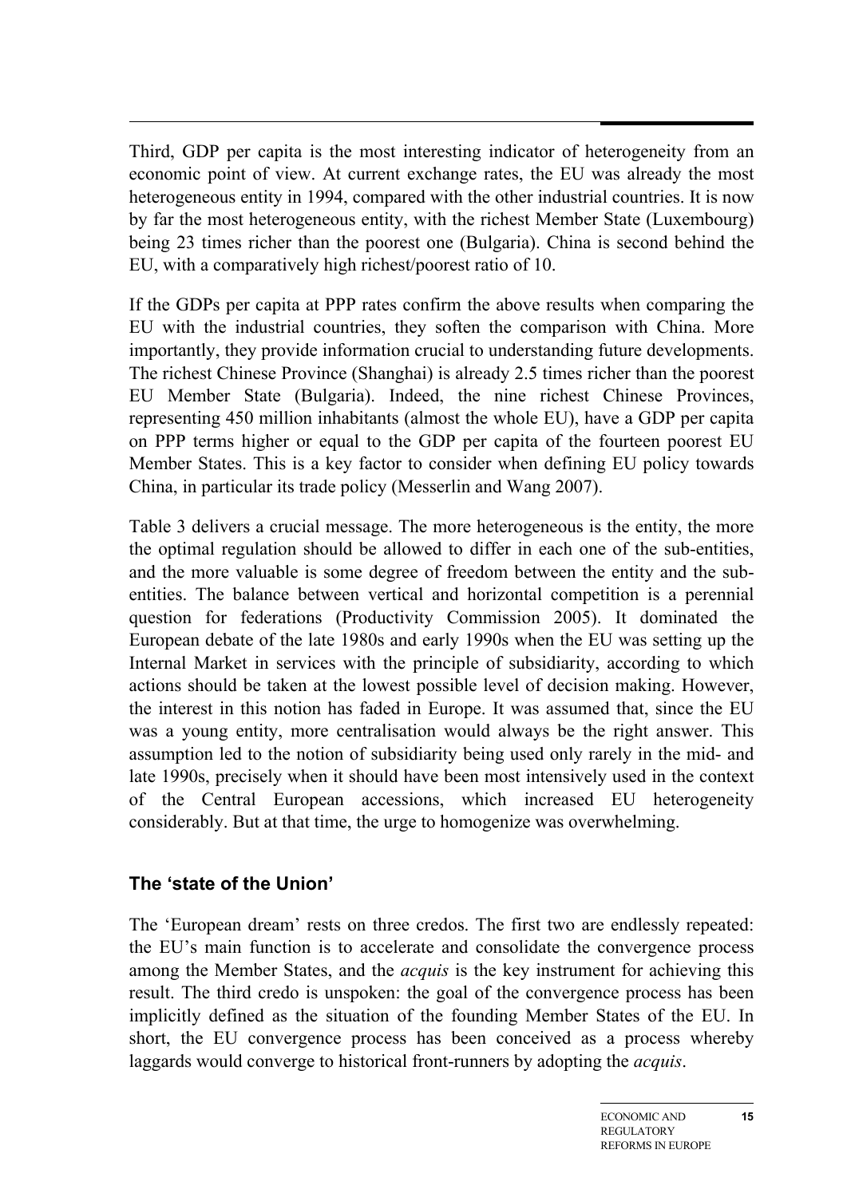Third, GDP per capita is the most interesting indicator of heterogeneity from an economic point of view. At current exchange rates, the EU was already the most heterogeneous entity in 1994, compared with the other industrial countries. It is now by far the most heterogeneous entity, with the richest Member State (Luxembourg) being 23 times richer than the poorest one (Bulgaria). China is second behind the EU, with a comparatively high richest/poorest ratio of 10.

If the GDPs per capita at PPP rates confirm the above results when comparing the EU with the industrial countries, they soften the comparison with China. More importantly, they provide information crucial to understanding future developments. The richest Chinese Province (Shanghai) is already 2.5 times richer than the poorest EU Member State (Bulgaria). Indeed, the nine richest Chinese Provinces, representing 450 million inhabitants (almost the whole EU), have a GDP per capita on PPP terms higher or equal to the GDP per capita of the fourteen poorest EU Member States. This is a key factor to consider when defining EU policy towards China, in particular its trade policy (Messerlin and Wang 2007).

Table 3 delivers a crucial message. The more heterogeneous is the entity, the more the optimal regulation should be allowed to differ in each one of the sub-entities, and the more valuable is some degree of freedom between the entity and the sub-entities. The balance between vertical and horizontal competition is a perennial question for federations (Productivity Commission 2005). It dominated the European debate of the late 1980s and early 1990s when the EU was setting up the Internal Market in services with the principle of subsidiarity, according to which actions should be taken at the lowest possible level of decision making. However, the interest in this notion has faded in Europe. It was assumed that, since the EU was a young entity, more centralisation would always be the right answer. This assumption led to the notion of subsidiarity being used only rarely in the mid- and late 1990s, precisely when it should have been most intensively used in the context of the Central European accessions, which increased EU heterogeneity considerably. But at that time, the urge to homogenize was overwhelming.

### The 'state of the Union'

The 'European dream' rests on three credos. The first two are endlessly repeated: the EU's main function is to accelerate and consolidate the convergence process among the Member States, and the *acquis* is the key instrument for achieving this result. The third credo is unspoken: the goal of the convergence process has been implicitly defined as the situation of the founding Member States of the EU. In short, the EU convergence process has been conceived as a process whereby laggards would converge to historical front-runners by adopting the *acquis*.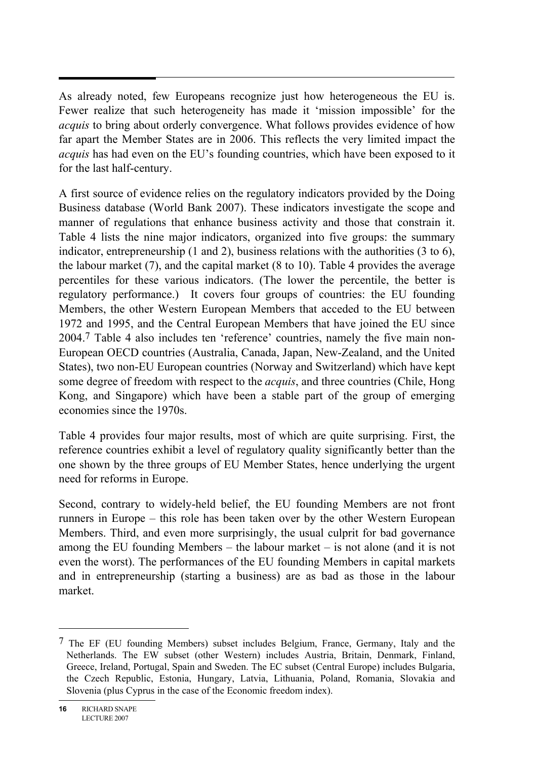As already noted, few Europeans recognize just how heterogeneous the EU is. Fewer realize that such heterogeneity has made it 'mission impossible' for the *acquis* to bring about orderly convergence. What follows provides evidence of how far apart the Member States are in 2006. This reflects the very limited impact the *acquis* has had even on the EU's founding countries, which have been exposed to it for the last half-century.

A first source of evidence relies on the regulatory indicators provided by the Doing Business database (World Bank 2007). These indicators investigate the scope and manner of regulations that enhance business activity and those that constrain it. Table 4 lists the nine major indicators, organized into five groups: the summary indicator, entrepreneurship (1 and 2), business relations with the authorities (3 to 6), the labour market (7), and the capital market (8 to 10). Table 4 provides the average percentiles for these various indicators. (The lower the percentile, the better is regulatory performance.) It covers four groups of countries: the EU founding Members, the other Western European Members that acceded to the EU between 1972 and 1995, and the Central European Members that have joined the EU since 2004.[7] Table 4 also includes ten 'reference' countries, namely the five main non-European OECD countries (Australia, Canada, Japan, New-Zealand, and the United States), two non-EU European countries (Norway and Switzerland) which have kept some degree of freedom with respect to the *acquis*, and three countries (Chile, Hong Kong, and Singapore) which have been a stable part of the group of emerging economies since the 1970s.

Table 4 provides four major results, most of which are quite surprising. First, the reference countries exhibit a level of regulatory quality significantly better than the one shown by the three groups of EU Member States, hence underlying the urgent need for reforms in Europe.

Second, contrary to widely-held belief, the EU founding Members are not front runners in Europe – this role has been taken over by the other Western European Members. Third, and even more surprisingly, the usual culprit for bad governance among the EU founding Members – the labour market – is not alone (and it is not even the worst). The performances of the EU founding Members in capital markets and in entrepreneurship (starting a business) are as bad as those in the labour market.

---

[7] The EF (EU founding Members) subset includes Belgium, France, Germany, Italy and the Netherlands. The EW subset (other Western) includes Austria, Britain, Denmark, Finland, Greece, Ireland, Portugal, Spain and Sweden. The EC subset (Central Europe) includes Bulgaria, the Czech Republic, Estonia, Hungary, Latvia, Lithuania, Poland, Romania, Slovakia and Slovenia (plus Cyprus in the case of the Economic freedom index).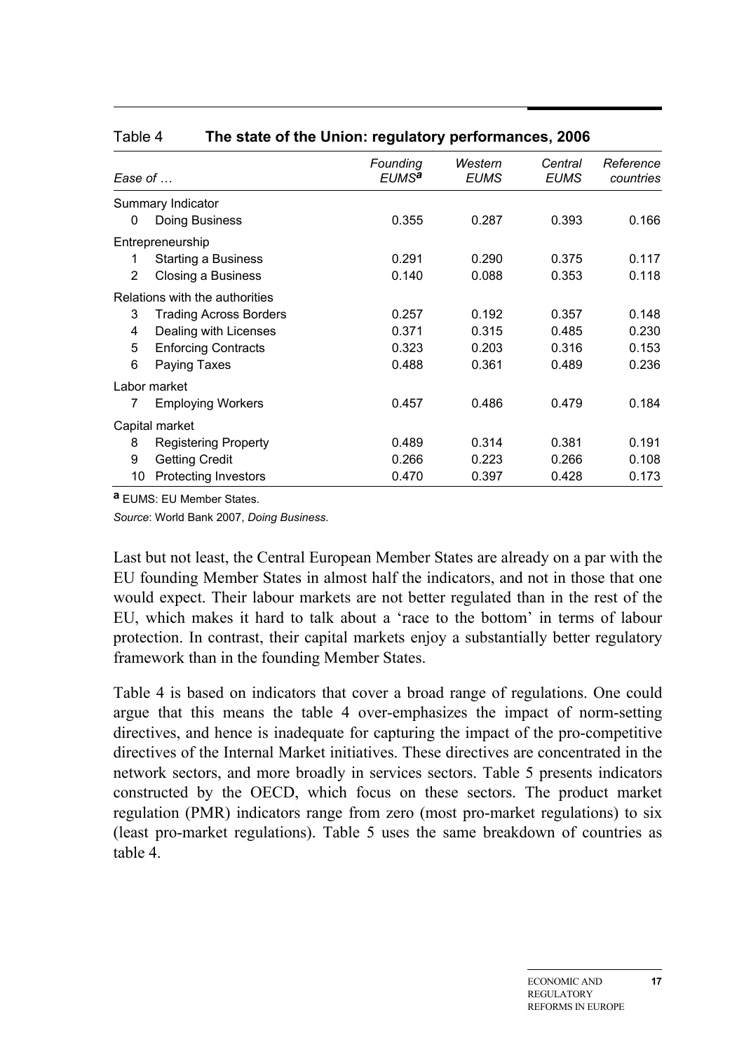Table 4 **The state of the Union: regulatory performances, 2006**

| *Ease of …* | | *Founding EUMS*[a] | *Western EUMS* | *Central EUMS* | *Reference countries* |
|---|---|---|---|---|---|
| Summary Indicator | | | | | |
| 0 | Doing Business | 0.355 | 0.287 | 0.393 | 0.166 |
| Entrepreneurship | | | | | |
| 1 | Starting a Business | 0.291 | 0.290 | 0.375 | 0.117 |
| 2 | Closing a Business | 0.140 | 0.088 | 0.353 | 0.118 |
| Relations with the authorities | | | | | |
| 3 | Trading Across Borders | 0.257 | 0.192 | 0.357 | 0.148 |
| 4 | Dealing with Licenses | 0.371 | 0.315 | 0.485 | 0.230 |
| 5 | Enforcing Contracts | 0.323 | 0.203 | 0.316 | 0.153 |
| 6 | Paying Taxes | 0.488 | 0.361 | 0.489 | 0.236 |
| Labor market | | | | | |
| 7 | Employing Workers | 0.457 | 0.486 | 0.479 | 0.184 |
| Capital market | | | | | |
| 8 | Registering Property | 0.489 | 0.314 | 0.381 | 0.191 |
| 9 | Getting Credit | 0.266 | 0.223 | 0.266 | 0.108 |
| 10 | Protecting Investors | 0.470 | 0.397 | 0.428 | 0.173 |

**a** EUMS: EU Member States.

*Source*: World Bank 2007, *Doing Business*.

Last but not least, the Central European Member States are already on a par with the EU founding Member States in almost half the indicators, and not in those that one would expect. Their labour markets are not better regulated than in the rest of the EU, which makes it hard to talk about a 'race to the bottom' in terms of labour protection. In contrast, their capital markets enjoy a substantially better regulatory framework than in the founding Member States.

Table 4 is based on indicators that cover a broad range of regulations. One could argue that this means the table 4 over-emphasizes the impact of norm-setting directives, and hence is inadequate for capturing the impact of the pro-competitive directives of the Internal Market initiatives. These directives are concentrated in the network sectors, and more broadly in services sectors. Table 5 presents indicators constructed by the OECD, which focus on these sectors. The product market regulation (PMR) indicators range from zero (most pro-market regulations) to six (least pro-market regulations). Table 5 uses the same breakdown of countries as table 4.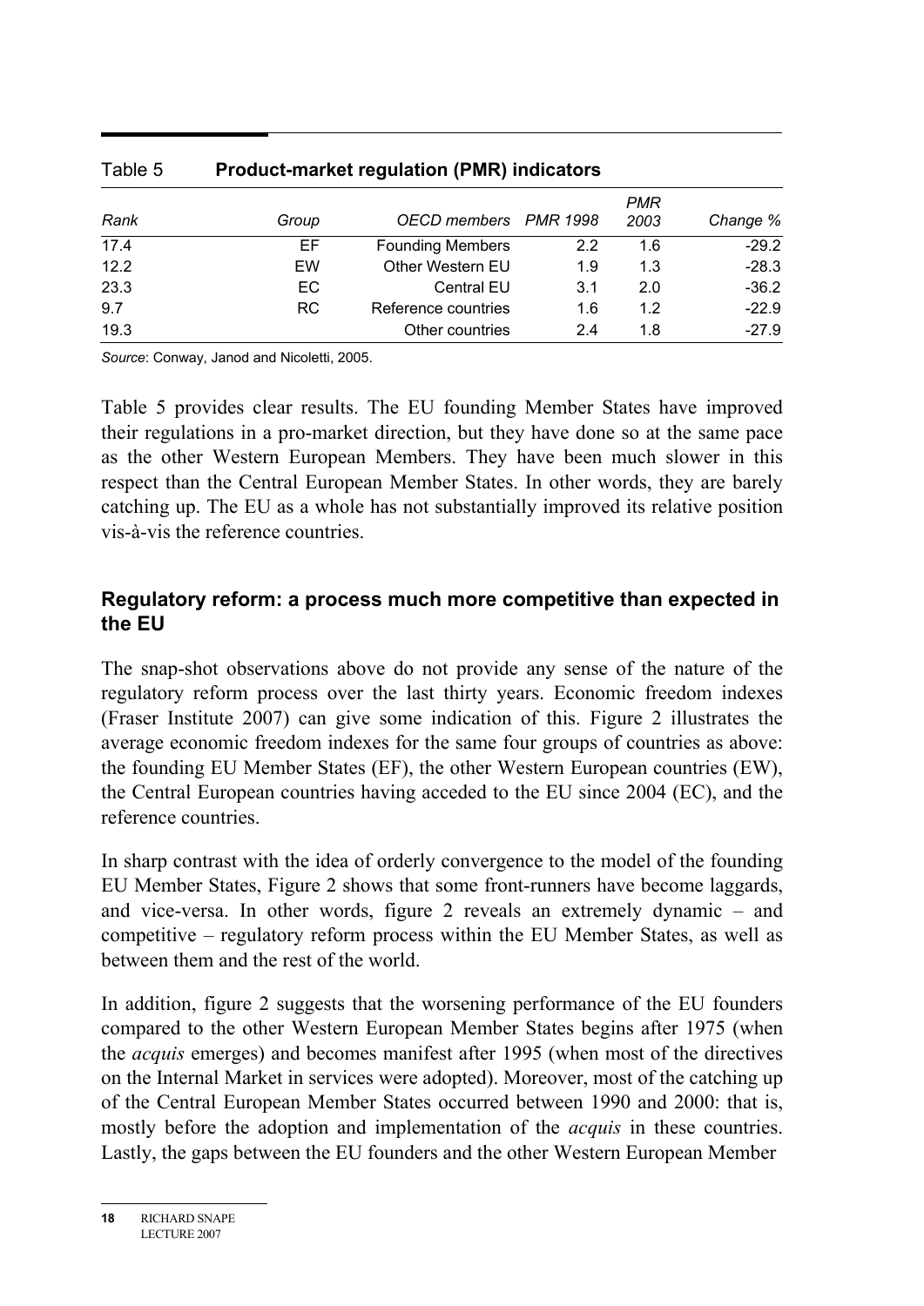Table 5 **Product-market regulation (PMR) indicators**

| *Rank* | *Group* | *OECD members* | *PMR 1998* | *PMR 2003* | *Change %* |
|---|---|---|---|---|---|
| 17.4 | EF | Founding Members | 2.2 | 1.6 | -29.2 |
| 12.2 | EW | Other Western EU | 1.9 | 1.3 | -28.3 |
| 23.3 | EC | Central EU | 3.1 | 2.0 | -36.2 |
| 9.7 | RC | Reference countries | 1.6 | 1.2 | -22.9 |
| 19.3 | | Other countries | 2.4 | 1.8 | -27.9 |

*Source*: Conway, Janod and Nicoletti, 2005.

Table 5 provides clear results. The EU founding Member States have improved their regulations in a pro-market direction, but they have done so at the same pace as the other Western European Members. They have been much slower in this respect than the Central European Member States. In other words, they are barely catching up. The EU as a whole has not substantially improved its relative position vis-à-vis the reference countries.

### Regulatory reform: a process much more competitive than expected in the EU

The snap-shot observations above do not provide any sense of the nature of the regulatory reform process over the last thirty years. Economic freedom indexes (Fraser Institute 2007) can give some indication of this. Figure 2 illustrates the average economic freedom indexes for the same four groups of countries as above: the founding EU Member States (EF), the other Western European countries (EW), the Central European countries having acceded to the EU since 2004 (EC), and the reference countries.

In sharp contrast with the idea of orderly convergence to the model of the founding EU Member States, Figure 2 shows that some front-runners have become laggards, and vice-versa. In other words, figure 2 reveals an extremely dynamic – and competitive – regulatory reform process within the EU Member States, as well as between them and the rest of the world.

In addition, figure 2 suggests that the worsening performance of the EU founders compared to the other Western European Member States begins after 1975 (when the *acquis* emerges) and becomes manifest after 1995 (when most of the directives on the Internal Market in services were adopted). Moreover, most of the catching up of the Central European Member States occurred between 1990 and 2000: that is, mostly before the adoption and implementation of the *acquis* in these countries. Lastly, the gaps between the EU founders and the other Western European Member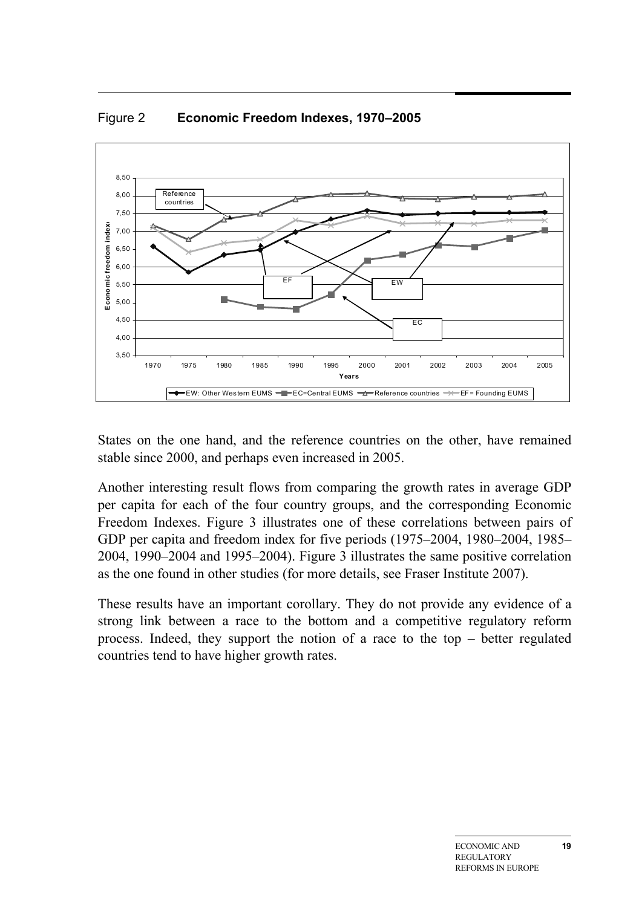Figure 2 **Economic Freedom Indexes, 1970–2005**

States on the one hand, and the reference countries on the other, have remained stable since 2000, and perhaps even increased in 2005.

Another interesting result flows from comparing the growth rates in average GDP per capita for each of the four country groups, and the corresponding Economic Freedom Indexes. Figure 3 illustrates one of these correlations between pairs of GDP per capita and freedom index for five periods (1975–2004, 1980–2004, 1985–2004, 1990–2004 and 1995–2004). Figure 3 illustrates the same positive correlation as the one found in other studies (for more details, see Fraser Institute 2007).

These results have an important corollary. They do not provide any evidence of a strong link between a race to the bottom and a competitive regulatory reform process. Indeed, they support the notion of a race to the top – better regulated countries tend to have higher growth rates.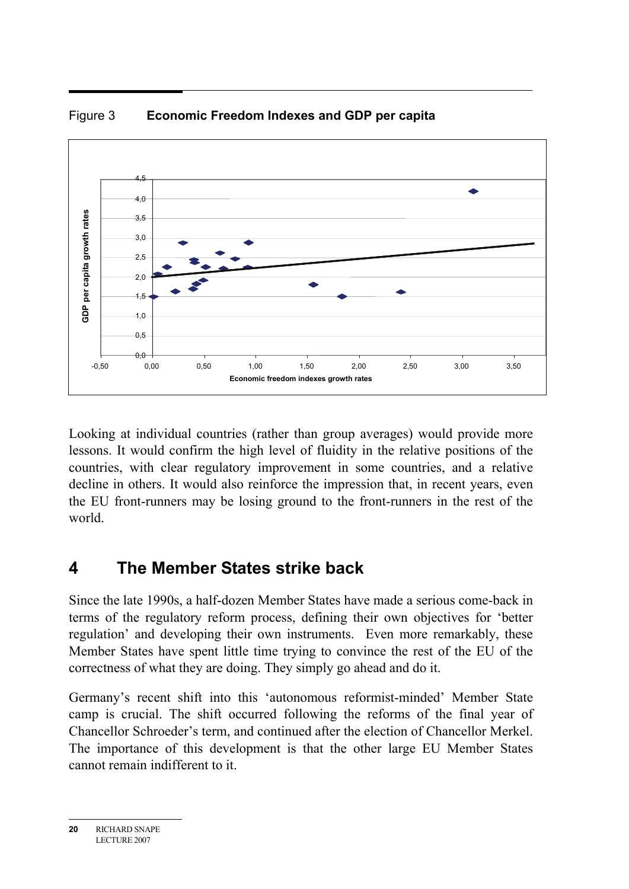Figure 3 **Economic Freedom Indexes and GDP per capita**

Looking at individual countries (rather than group averages) would provide more lessons. It would confirm the high level of fluidity in the relative positions of the countries, with clear regulatory improvement in some countries, and a relative decline in others. It would also reinforce the impression that, in recent years, even the EU front-runners may be losing ground to the front-runners in the rest of the world.

## 4 The Member States strike back

Since the late 1990s, a half-dozen Member States have made a serious come-back in terms of the regulatory reform process, defining their own objectives for 'better regulation' and developing their own instruments. Even more remarkably, these Member States have spent little time trying to convince the rest of the EU of the correctness of what they are doing. They simply go ahead and do it.

Germany's recent shift into this 'autonomous reformist-minded' Member State camp is crucial. The shift occurred following the reforms of the final year of Chancellor Schroeder's term, and continued after the election of Chancellor Merkel. The importance of this development is that the other large EU Member States cannot remain indifferent to it.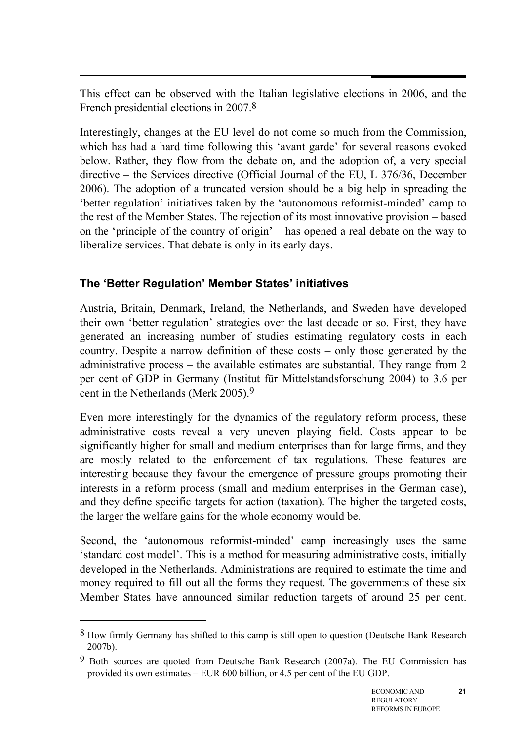This effect can be observed with the Italian legislative elections in 2006, and the French presidential elections in 2007.[8]

Interestingly, changes at the EU level do not come so much from the Commission, which has had a hard time following this 'avant garde' for several reasons evoked below. Rather, they flow from the debate on, and the adoption of, a very special directive – the Services directive (Official Journal of the EU, L 376/36, December 2006). The adoption of a truncated version should be a big help in spreading the 'better regulation' initiatives taken by the 'autonomous reformist-minded' camp to the rest of the Member States. The rejection of its most innovative provision – based on the 'principle of the country of origin' – has opened a real debate on the way to liberalize services. That debate is only in its early days.

### The 'Better Regulation' Member States' initiatives

Austria, Britain, Denmark, Ireland, the Netherlands, and Sweden have developed their own 'better regulation' strategies over the last decade or so. First, they have generated an increasing number of studies estimating regulatory costs in each country. Despite a narrow definition of these costs – only those generated by the administrative process – the available estimates are substantial. They range from 2 per cent of GDP in Germany (Institut für Mittelstandsforschung 2004) to 3.6 per cent in the Netherlands (Merk 2005).[9]

Even more interestingly for the dynamics of the regulatory reform process, these administrative costs reveal a very uneven playing field. Costs appear to be significantly higher for small and medium enterprises than for large firms, and they are mostly related to the enforcement of tax regulations. These features are interesting because they favour the emergence of pressure groups promoting their interests in a reform process (small and medium enterprises in the German case), and they define specific targets for action (taxation). The higher the targeted costs, the larger the welfare gains for the whole economy would be.

Second, the 'autonomous reformist-minded' camp increasingly uses the same 'standard cost model'. This is a method for measuring administrative costs, initially developed in the Netherlands. Administrations are required to estimate the time and money required to fill out all the forms they request. The governments of these six Member States have announced similar reduction targets of around 25 per cent.

---

[8] How firmly Germany has shifted to this camp is still open to question (Deutsche Bank Research 2007b).

[9] Both sources are quoted from Deutsche Bank Research (2007a). The EU Commission has provided its own estimates – EUR 600 billion, or 4.5 per cent of the EU GDP.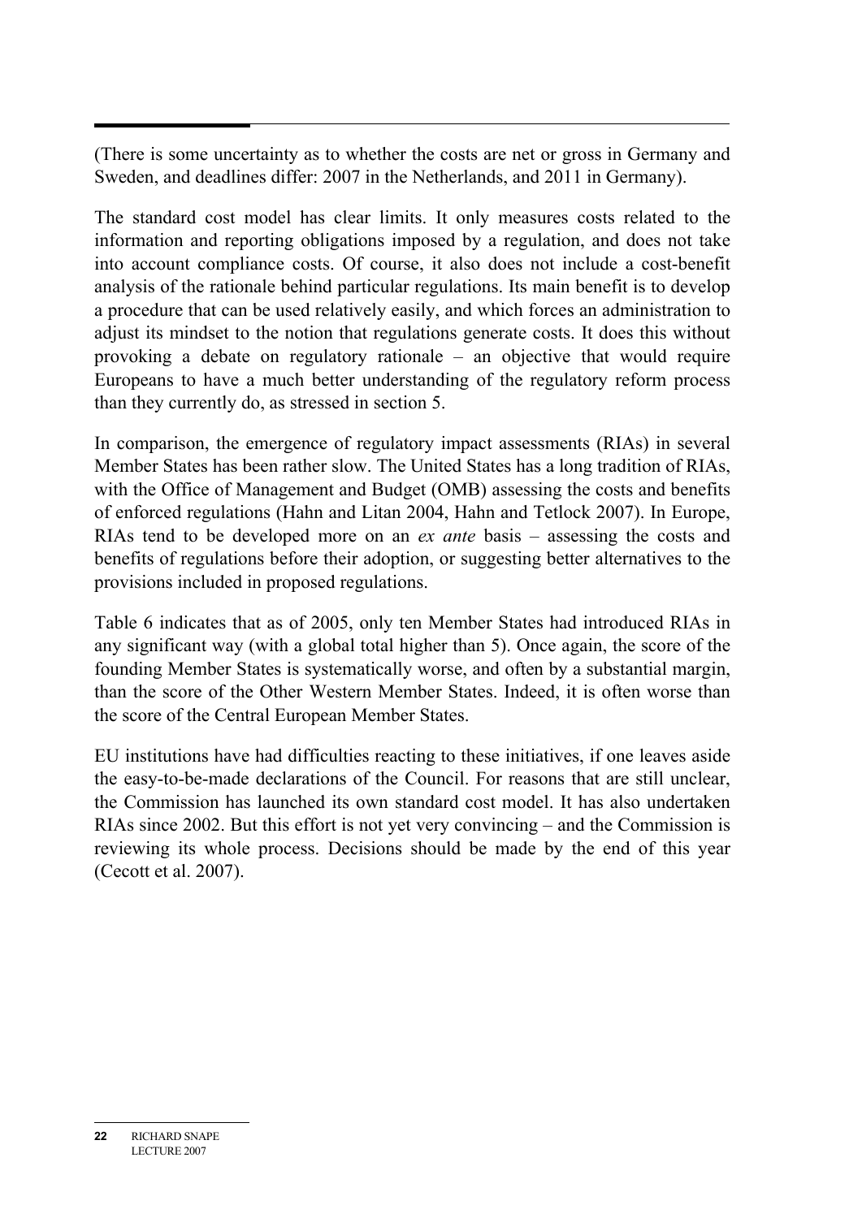(There is some uncertainty as to whether the costs are net or gross in Germany and Sweden, and deadlines differ: 2007 in the Netherlands, and 2011 in Germany).

The standard cost model has clear limits. It only measures costs related to the information and reporting obligations imposed by a regulation, and does not take into account compliance costs. Of course, it also does not include a cost-benefit analysis of the rationale behind particular regulations. Its main benefit is to develop a procedure that can be used relatively easily, and which forces an administration to adjust its mindset to the notion that regulations generate costs. It does this without provoking a debate on regulatory rationale – an objective that would require Europeans to have a much better understanding of the regulatory reform process than they currently do, as stressed in section 5.

In comparison, the emergence of regulatory impact assessments (RIAs) in several Member States has been rather slow. The United States has a long tradition of RIAs, with the Office of Management and Budget (OMB) assessing the costs and benefits of enforced regulations (Hahn and Litan 2004, Hahn and Tetlock 2007). In Europe, RIAs tend to be developed more on an *ex ante* basis – assessing the costs and benefits of regulations before their adoption, or suggesting better alternatives to the provisions included in proposed regulations.

Table 6 indicates that as of 2005, only ten Member States had introduced RIAs in any significant way (with a global total higher than 5). Once again, the score of the founding Member States is systematically worse, and often by a substantial margin, than the score of the Other Western Member States. Indeed, it is often worse than the score of the Central European Member States.

EU institutions have had difficulties reacting to these initiatives, if one leaves aside the easy-to-be-made declarations of the Council. For reasons that are still unclear, the Commission has launched its own standard cost model. It has also undertaken RIAs since 2002. But this effort is not yet very convincing – and the Commission is reviewing its whole process. Decisions should be made by the end of this year (Cecott et al. 2007).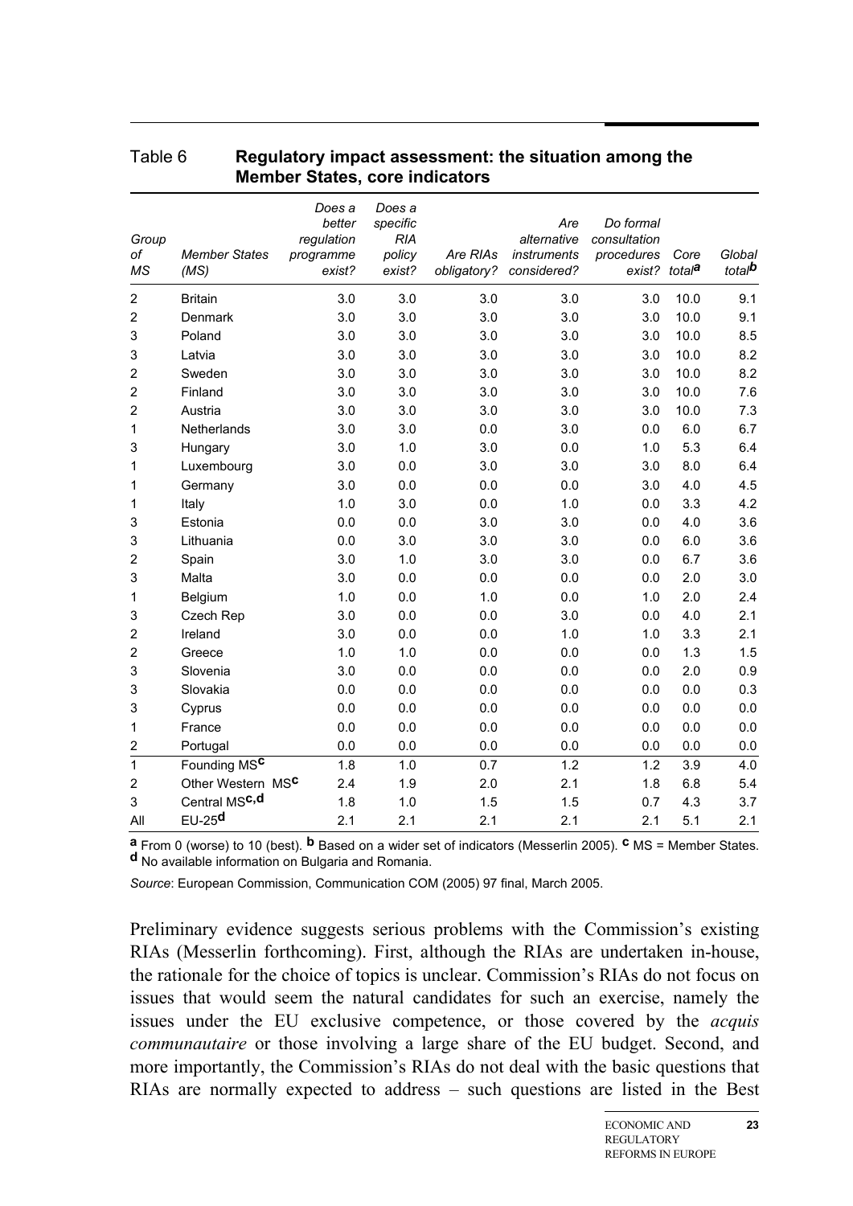Table 6 **Regulatory impact assessment: the situation among the Member States, core indicators**

| *Group of MS* | *Member States (MS)* | *Does a better regulation programme exist?* | *Does a specific RIA policy exist?* | *Are RIAs obligatory?* | *Are alternative instruments considered?* | *Do formal consultation procedures exist?* | *Core total*[a] | *Global total*[b] |
|---|---|---|---|---|---|---|---|---|
| 2 | Britain | 3.0 | 3.0 | 3.0 | 3.0 | 3.0 | 10.0 | 9.1 |
| 2 | Denmark | 3.0 | 3.0 | 3.0 | 3.0 | 3.0 | 10.0 | 9.1 |
| 3 | Poland | 3.0 | 3.0 | 3.0 | 3.0 | 3.0 | 10.0 | 8.5 |
| 3 | Latvia | 3.0 | 3.0 | 3.0 | 3.0 | 3.0 | 10.0 | 8.2 |
| 2 | Sweden | 3.0 | 3.0 | 3.0 | 3.0 | 3.0 | 10.0 | 8.2 |
| 2 | Finland | 3.0 | 3.0 | 3.0 | 3.0 | 3.0 | 10.0 | 7.6 |
| 2 | Austria | 3.0 | 3.0 | 3.0 | 3.0 | 3.0 | 10.0 | 7.3 |
| 1 | Netherlands | 3.0 | 3.0 | 0.0 | 3.0 | 0.0 | 6.0 | 6.7 |
| 3 | Hungary | 3.0 | 1.0 | 3.0 | 0.0 | 1.0 | 5.3 | 6.4 |
| 1 | Luxembourg | 3.0 | 0.0 | 3.0 | 3.0 | 3.0 | 8.0 | 6.4 |
| 1 | Germany | 3.0 | 0.0 | 0.0 | 0.0 | 3.0 | 4.0 | 4.5 |
| 1 | Italy | 1.0 | 3.0 | 0.0 | 1.0 | 0.0 | 3.3 | 4.2 |
| 3 | Estonia | 0.0 | 0.0 | 3.0 | 3.0 | 0.0 | 4.0 | 3.6 |
| 3 | Lithuania | 0.0 | 3.0 | 3.0 | 3.0 | 0.0 | 6.0 | 3.6 |
| 2 | Spain | 3.0 | 1.0 | 3.0 | 3.0 | 0.0 | 6.7 | 3.6 |
| 3 | Malta | 3.0 | 0.0 | 0.0 | 0.0 | 0.0 | 2.0 | 3.0 |
| 1 | Belgium | 1.0 | 0.0 | 1.0 | 0.0 | 1.0 | 2.0 | 2.4 |
| 3 | Czech Rep | 3.0 | 0.0 | 0.0 | 3.0 | 0.0 | 4.0 | 2.1 |
| 2 | Ireland | 3.0 | 0.0 | 0.0 | 1.0 | 1.0 | 3.3 | 2.1 |
| 2 | Greece | 1.0 | 1.0 | 0.0 | 0.0 | 0.0 | 1.3 | 1.5 |
| 3 | Slovenia | 3.0 | 0.0 | 0.0 | 0.0 | 0.0 | 2.0 | 0.9 |
| 3 | Slovakia | 0.0 | 0.0 | 0.0 | 0.0 | 0.0 | 0.0 | 0.3 |
| 3 | Cyprus | 0.0 | 0.0 | 0.0 | 0.0 | 0.0 | 0.0 | 0.0 |
| 1 | France | 0.0 | 0.0 | 0.0 | 0.0 | 0.0 | 0.0 | 0.0 |
| 2 | Portugal | 0.0 | 0.0 | 0.0 | 0.0 | 0.0 | 0.0 | 0.0 |
| 1 | Founding MS[c] | 1.8 | 1.0 | 0.7 | 1.2 | 1.2 | 3.9 | 4.0 |
| 2 | Other Western MS[c] | 2.4 | 1.9 | 2.0 | 2.1 | 1.8 | 6.8 | 5.4 |
| 3 | Central MS[c,d] | 1.8 | 1.0 | 1.5 | 1.5 | 0.7 | 4.3 | 3.7 |
| All | EU-25[d] | 2.1 | 2.1 | 2.1 | 2.1 | 2.1 | 5.1 | 2.1 |

**a** From 0 (worse) to 10 (best). **b** Based on a wider set of indicators (Messerlin 2005). **c** MS = Member States. **d** No available information on Bulgaria and Romania.

*Source*: European Commission, Communication COM (2005) 97 final, March 2005.

Preliminary evidence suggests serious problems with the Commission's existing RIAs (Messerlin forthcoming). First, although the RIAs are undertaken in-house, the rationale for the choice of topics is unclear. Commission's RIAs do not focus on issues that would seem the natural candidates for such an exercise, namely the issues under the EU exclusive competence, or those covered by the *acquis communautaire* or those involving a large share of the EU budget. Second, and more importantly, the Commission's RIAs do not deal with the basic questions that RIAs are normally expected to address – such questions are listed in the Best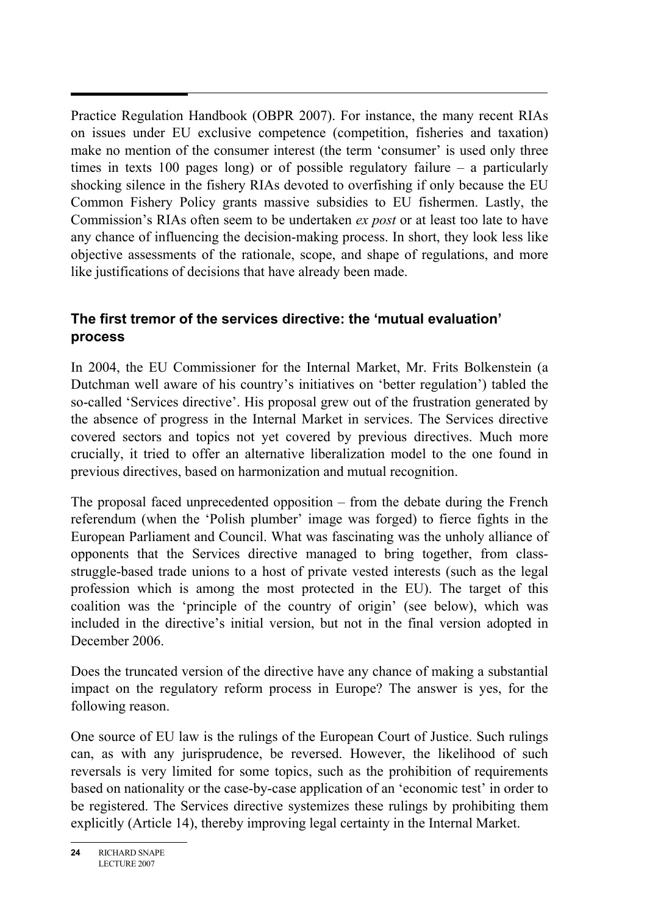Practice Regulation Handbook (OBPR 2007). For instance, the many recent RIAs on issues under EU exclusive competence (competition, fisheries and taxation) make no mention of the consumer interest (the term 'consumer' is used only three times in texts 100 pages long) or of possible regulatory failure – a particularly shocking silence in the fishery RIAs devoted to overfishing if only because the EU Common Fishery Policy grants massive subsidies to EU fishermen. Lastly, the Commission's RIAs often seem to be undertaken *ex post* or at least too late to have any chance of influencing the decision-making process. In short, they look less like objective assessments of the rationale, scope, and shape of regulations, and more like justifications of decisions that have already been made.

### The first tremor of the services directive: the 'mutual evaluation' process

In 2004, the EU Commissioner for the Internal Market, Mr. Frits Bolkenstein (a Dutchman well aware of his country's initiatives on 'better regulation') tabled the so-called 'Services directive'. His proposal grew out of the frustration generated by the absence of progress in the Internal Market in services. The Services directive covered sectors and topics not yet covered by previous directives. Much more crucially, it tried to offer an alternative liberalization model to the one found in previous directives, based on harmonization and mutual recognition.

The proposal faced unprecedented opposition – from the debate during the French referendum (when the 'Polish plumber' image was forged) to fierce fights in the European Parliament and Council. What was fascinating was the unholy alliance of opponents that the Services directive managed to bring together, from class-struggle-based trade unions to a host of private vested interests (such as the legal profession which is among the most protected in the EU). The target of this coalition was the 'principle of the country of origin' (see below), which was included in the directive's initial version, but not in the final version adopted in December 2006.

Does the truncated version of the directive have any chance of making a substantial impact on the regulatory reform process in Europe? The answer is yes, for the following reason.

One source of EU law is the rulings of the European Court of Justice. Such rulings can, as with any jurisprudence, be reversed. However, the likelihood of such reversals is very limited for some topics, such as the prohibition of requirements based on nationality or the case-by-case application of an 'economic test' in order to be registered. The Services directive systemizes these rulings by prohibiting them explicitly (Article 14), thereby improving legal certainty in the Internal Market.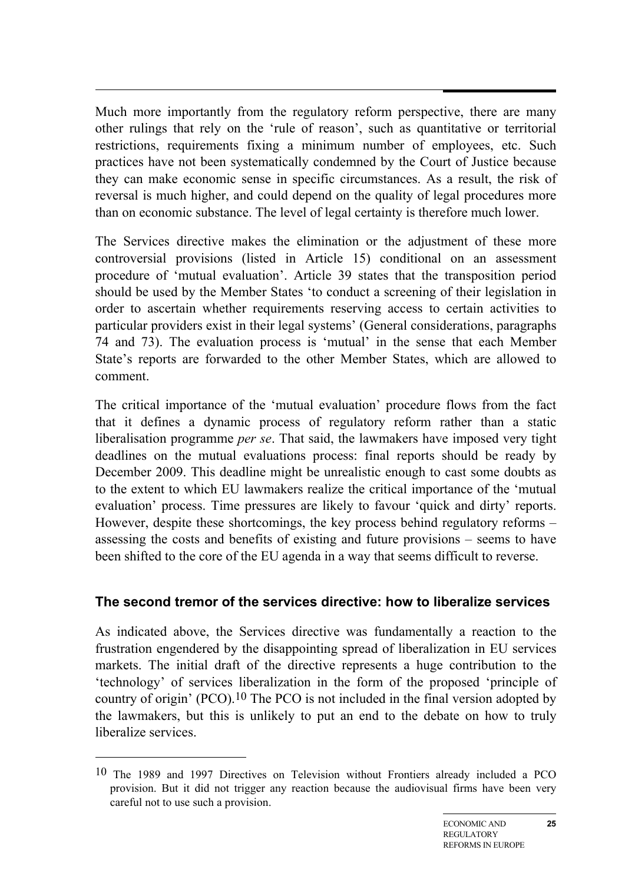Much more importantly from the regulatory reform perspective, there are many other rulings that rely on the 'rule of reason', such as quantitative or territorial restrictions, requirements fixing a minimum number of employees, etc. Such practices have not been systematically condemned by the Court of Justice because they can make economic sense in specific circumstances. As a result, the risk of reversal is much higher, and could depend on the quality of legal procedures more than on economic substance. The level of legal certainty is therefore much lower.

The Services directive makes the elimination or the adjustment of these more controversial provisions (listed in Article 15) conditional on an assessment procedure of 'mutual evaluation'. Article 39 states that the transposition period should be used by the Member States 'to conduct a screening of their legislation in order to ascertain whether requirements reserving access to certain activities to particular providers exist in their legal systems' (General considerations, paragraphs 74 and 73). The evaluation process is 'mutual' in the sense that each Member State's reports are forwarded to the other Member States, which are allowed to comment.

The critical importance of the 'mutual evaluation' procedure flows from the fact that it defines a dynamic process of regulatory reform rather than a static liberalisation programme *per se*. That said, the lawmakers have imposed very tight deadlines on the mutual evaluations process: final reports should be ready by December 2009. This deadline might be unrealistic enough to cast some doubts as to the extent to which EU lawmakers realize the critical importance of the 'mutual evaluation' process. Time pressures are likely to favour 'quick and dirty' reports. However, despite these shortcomings, the key process behind regulatory reforms – assessing the costs and benefits of existing and future provisions – seems to have been shifted to the core of the EU agenda in a way that seems difficult to reverse.

## The second tremor of the services directive: how to liberalize services

As indicated above, the Services directive was fundamentally a reaction to the frustration engendered by the disappointing spread of liberalization in EU services markets. The initial draft of the directive represents a huge contribution to the 'technology' of services liberalization in the form of the proposed 'principle of country of origin' (PCO).[10] The PCO is not included in the final version adopted by the lawmakers, but this is unlikely to put an end to the debate on how to truly liberalize services.

[10] The 1989 and 1997 Directives on Television without Frontiers already included a PCO provision. But it did not trigger any reaction because the audiovisual firms have been very careful not to use such a provision.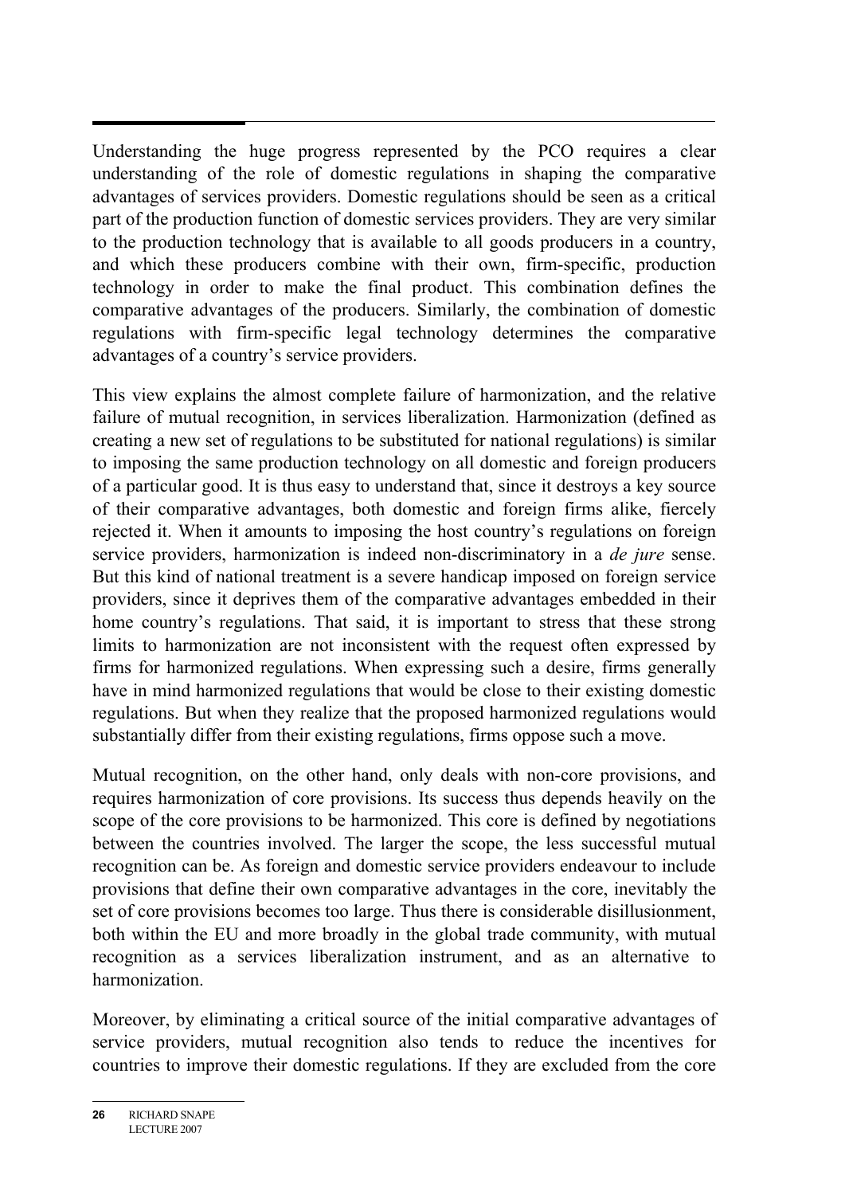Understanding the huge progress represented by the PCO requires a clear understanding of the role of domestic regulations in shaping the comparative advantages of services providers. Domestic regulations should be seen as a critical part of the production function of domestic services providers. They are very similar to the production technology that is available to all goods producers in a country, and which these producers combine with their own, firm-specific, production technology in order to make the final product. This combination defines the comparative advantages of the producers. Similarly, the combination of domestic regulations with firm-specific legal technology determines the comparative advantages of a country's service providers.

This view explains the almost complete failure of harmonization, and the relative failure of mutual recognition, in services liberalization. Harmonization (defined as creating a new set of regulations to be substituted for national regulations) is similar to imposing the same production technology on all domestic and foreign producers of a particular good. It is thus easy to understand that, since it destroys a key source of their comparative advantages, both domestic and foreign firms alike, fiercely rejected it. When it amounts to imposing the host country's regulations on foreign service providers, harmonization is indeed non-discriminatory in a *de jure* sense. But this kind of national treatment is a severe handicap imposed on foreign service providers, since it deprives them of the comparative advantages embedded in their home country's regulations. That said, it is important to stress that these strong limits to harmonization are not inconsistent with the request often expressed by firms for harmonized regulations. When expressing such a desire, firms generally have in mind harmonized regulations that would be close to their existing domestic regulations. But when they realize that the proposed harmonized regulations would substantially differ from their existing regulations, firms oppose such a move.

Mutual recognition, on the other hand, only deals with non-core provisions, and requires harmonization of core provisions. Its success thus depends heavily on the scope of the core provisions to be harmonized. This core is defined by negotiations between the countries involved. The larger the scope, the less successful mutual recognition can be. As foreign and domestic service providers endeavour to include provisions that define their own comparative advantages in the core, inevitably the set of core provisions becomes too large. Thus there is considerable disillusionment, both within the EU and more broadly in the global trade community, with mutual recognition as a services liberalization instrument, and as an alternative to harmonization.

Moreover, by eliminating a critical source of the initial comparative advantages of service providers, mutual recognition also tends to reduce the incentives for countries to improve their domestic regulations. If they are excluded from the core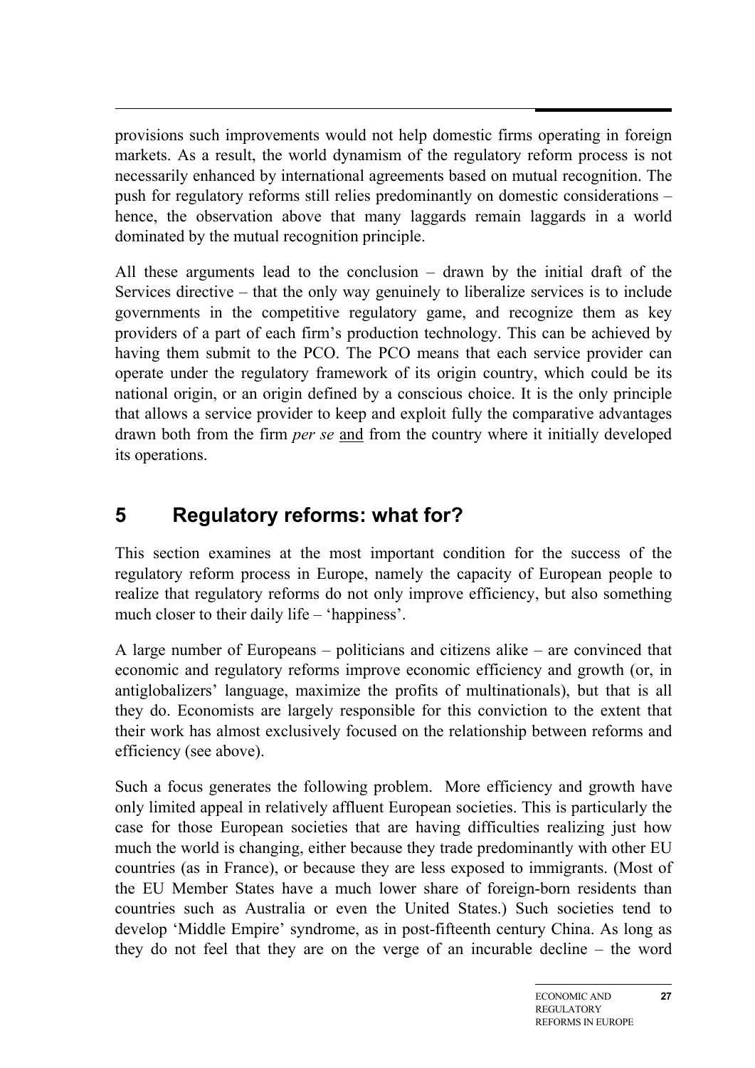provisions such improvements would not help domestic firms operating in foreign markets. As a result, the world dynamism of the regulatory reform process is not necessarily enhanced by international agreements based on mutual recognition. The push for regulatory reforms still relies predominantly on domestic considerations – hence, the observation above that many laggards remain laggards in a world dominated by the mutual recognition principle.

All these arguments lead to the conclusion – drawn by the initial draft of the Services directive – that the only way genuinely to liberalize services is to include governments in the competitive regulatory game, and recognize them as key providers of a part of each firm's production technology. This can be achieved by having them submit to the PCO. The PCO means that each service provider can operate under the regulatory framework of its origin country, which could be its national origin, or an origin defined by a conscious choice. It is the only principle that allows a service provider to keep and exploit fully the comparative advantages drawn both from the firm *per se* <u>and</u> from the country where it initially developed its operations.

## 5 Regulatory reforms: what for?

This section examines at the most important condition for the success of the regulatory reform process in Europe, namely the capacity of European people to realize that regulatory reforms do not only improve efficiency, but also something much closer to their daily life – 'happiness'.

A large number of Europeans – politicians and citizens alike – are convinced that economic and regulatory reforms improve economic efficiency and growth (or, in antiglobalizers' language, maximize the profits of multinationals), but that is all they do. Economists are largely responsible for this conviction to the extent that their work has almost exclusively focused on the relationship between reforms and efficiency (see above).

Such a focus generates the following problem. More efficiency and growth have only limited appeal in relatively affluent European societies. This is particularly the case for those European societies that are having difficulties realizing just how much the world is changing, either because they trade predominantly with other EU countries (as in France), or because they are less exposed to immigrants. (Most of the EU Member States have a much lower share of foreign-born residents than countries such as Australia or even the United States.) Such societies tend to develop 'Middle Empire' syndrome, as in post-fifteenth century China. As long as they do not feel that they are on the verge of an incurable decline – the word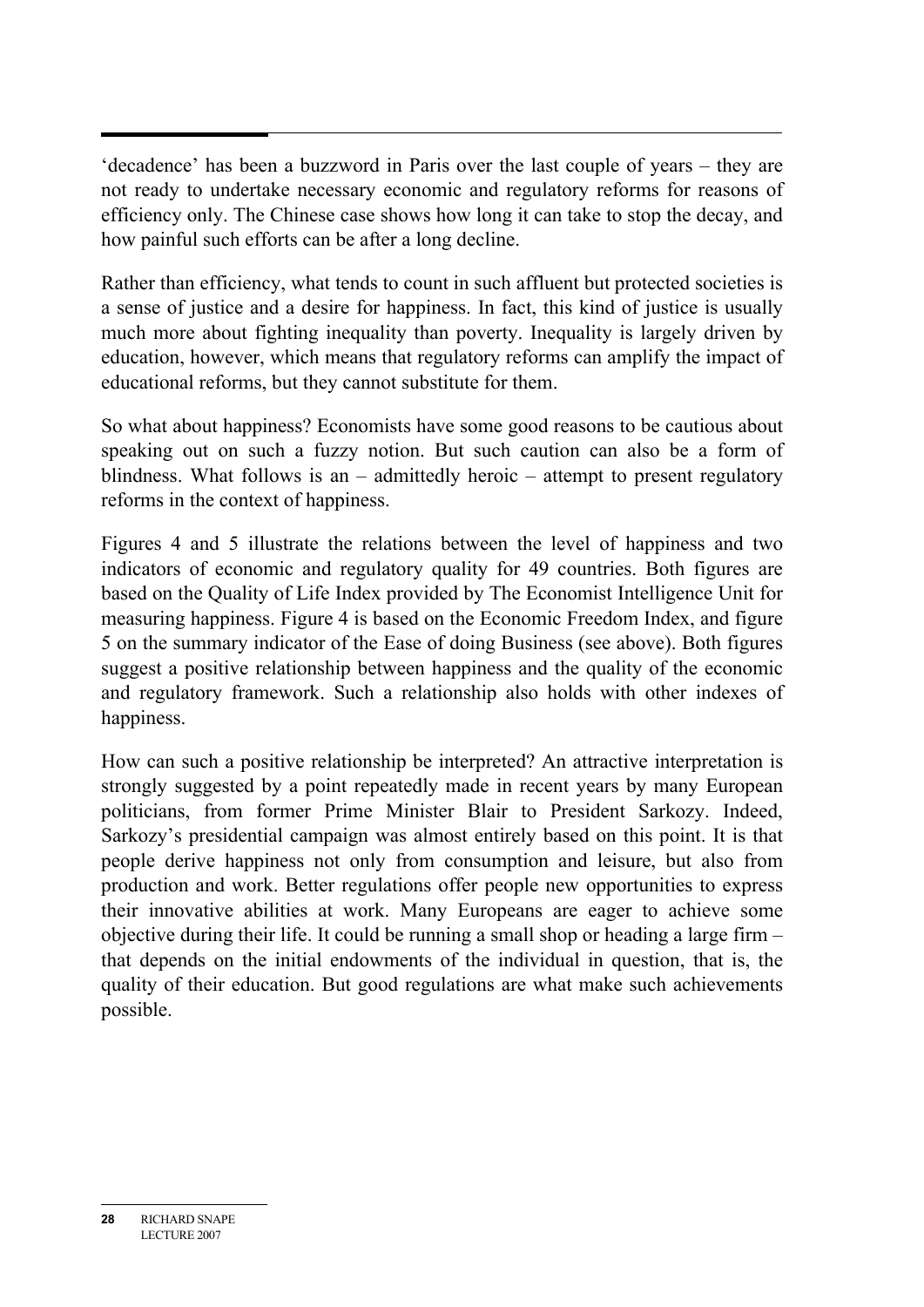'decadence' has been a buzzword in Paris over the last couple of years – they are not ready to undertake necessary economic and regulatory reforms for reasons of efficiency only. The Chinese case shows how long it can take to stop the decay, and how painful such efforts can be after a long decline.

Rather than efficiency, what tends to count in such affluent but protected societies is a sense of justice and a desire for happiness. In fact, this kind of justice is usually much more about fighting inequality than poverty. Inequality is largely driven by education, however, which means that regulatory reforms can amplify the impact of educational reforms, but they cannot substitute for them.

So what about happiness? Economists have some good reasons to be cautious about speaking out on such a fuzzy notion. But such caution can also be a form of blindness. What follows is an – admittedly heroic – attempt to present regulatory reforms in the context of happiness.

Figures 4 and 5 illustrate the relations between the level of happiness and two indicators of economic and regulatory quality for 49 countries. Both figures are based on the Quality of Life Index provided by The Economist Intelligence Unit for measuring happiness. Figure 4 is based on the Economic Freedom Index, and figure 5 on the summary indicator of the Ease of doing Business (see above). Both figures suggest a positive relationship between happiness and the quality of the economic and regulatory framework. Such a relationship also holds with other indexes of happiness.

How can such a positive relationship be interpreted? An attractive interpretation is strongly suggested by a point repeatedly made in recent years by many European politicians, from former Prime Minister Blair to President Sarkozy. Indeed, Sarkozy's presidential campaign was almost entirely based on this point. It is that people derive happiness not only from consumption and leisure, but also from production and work. Better regulations offer people new opportunities to express their innovative abilities at work. Many Europeans are eager to achieve some objective during their life. It could be running a small shop or heading a large firm – that depends on the initial endowments of the individual in question, that is, the quality of their education. But good regulations are what make such achievements possible.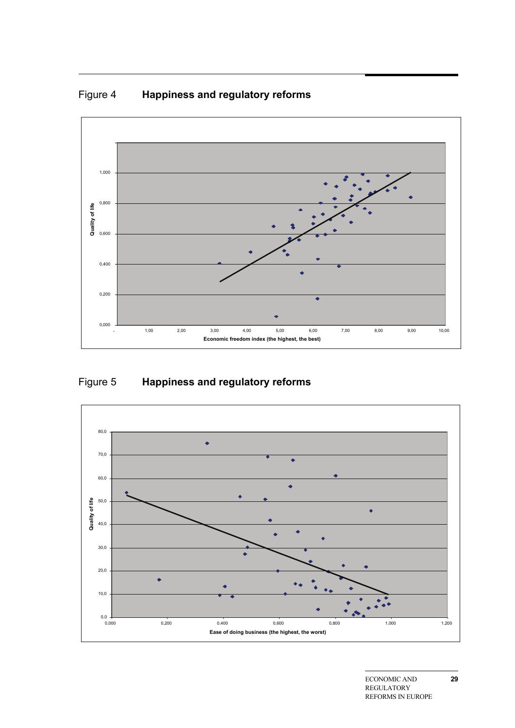Figure 4 **Happiness and regulatory reforms**

Figure 5 **Happiness and regulatory reforms**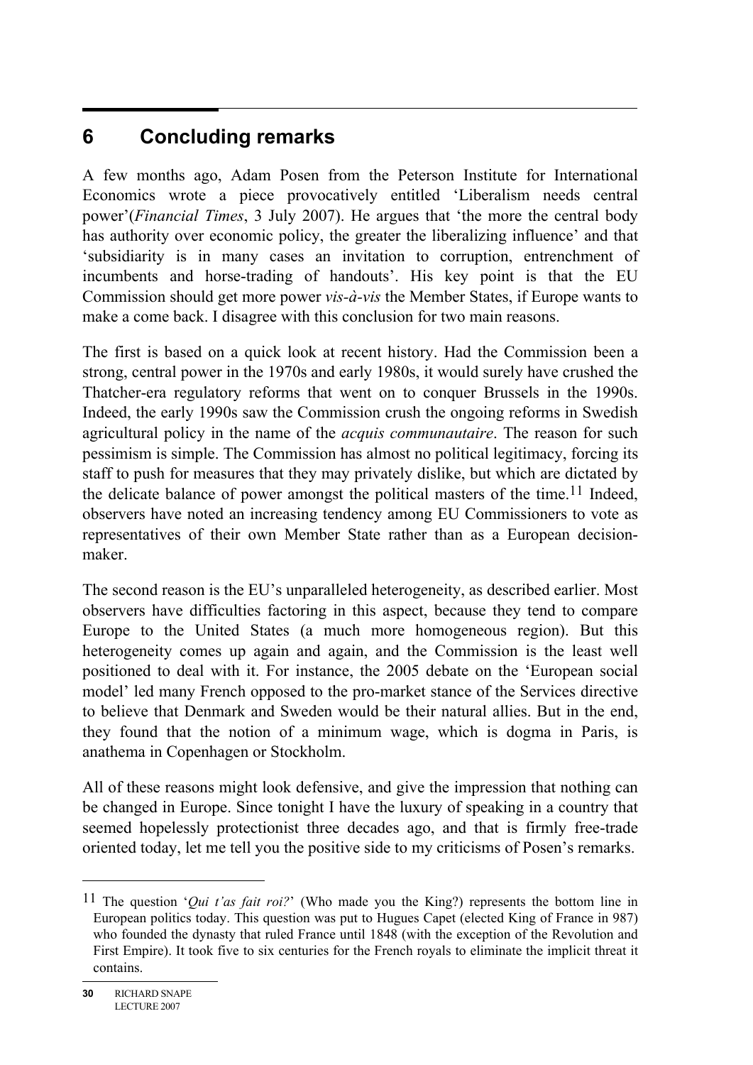# 6 Concluding remarks

A few months ago, Adam Posen from the Peterson Institute for International Economics wrote a piece provocatively entitled 'Liberalism needs central power'(*Financial Times*, 3 July 2007). He argues that 'the more the central body has authority over economic policy, the greater the liberalizing influence' and that 'subsidiarity is in many cases an invitation to corruption, entrenchment of incumbents and horse-trading of handouts'. His key point is that the EU Commission should get more power *vis-à-vis* the Member States, if Europe wants to make a come back. I disagree with this conclusion for two main reasons.

The first is based on a quick look at recent history. Had the Commission been a strong, central power in the 1970s and early 1980s, it would surely have crushed the Thatcher-era regulatory reforms that went on to conquer Brussels in the 1990s. Indeed, the early 1990s saw the Commission crush the ongoing reforms in Swedish agricultural policy in the name of the *acquis communautaire*. The reason for such pessimism is simple. The Commission has almost no political legitimacy, forcing its staff to push for measures that they may privately dislike, but which are dictated by the delicate balance of power amongst the political masters of the time.[11] Indeed, observers have noted an increasing tendency among EU Commissioners to vote as representatives of their own Member State rather than as a European decision-maker.

The second reason is the EU's unparalleled heterogeneity, as described earlier. Most observers have difficulties factoring in this aspect, because they tend to compare Europe to the United States (a much more homogeneous region). But this heterogeneity comes up again and again, and the Commission is the least well positioned to deal with it. For instance, the 2005 debate on the 'European social model' led many French opposed to the pro-market stance of the Services directive to believe that Denmark and Sweden would be their natural allies. But in the end, they found that the notion of a minimum wage, which is dogma in Paris, is anathema in Copenhagen or Stockholm.

All of these reasons might look defensive, and give the impression that nothing can be changed in Europe. Since tonight I have the luxury of speaking in a country that seemed hopelessly protectionist three decades ago, and that is firmly free-trade oriented today, let me tell you the positive side to my criticisms of Posen's remarks.

---

[11] The question '*Qui t'as fait roi?*' (Who made you the King?) represents the bottom line in European politics today. This question was put to Hugues Capet (elected King of France in 987) who founded the dynasty that ruled France until 1848 (with the exception of the Revolution and First Empire). It took five to six centuries for the French royals to eliminate the implicit threat it contains.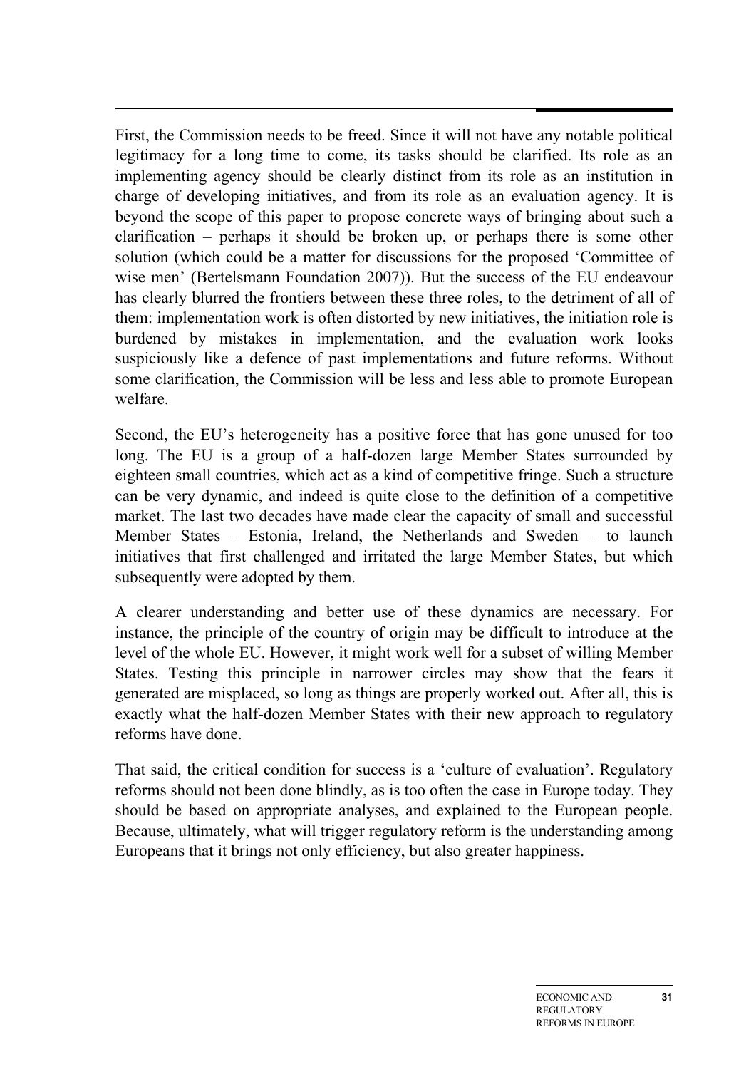First, the Commission needs to be freed. Since it will not have any notable political legitimacy for a long time to come, its tasks should be clarified. Its role as an implementing agency should be clearly distinct from its role as an institution in charge of developing initiatives, and from its role as an evaluation agency. It is beyond the scope of this paper to propose concrete ways of bringing about such a clarification – perhaps it should be broken up, or perhaps there is some other solution (which could be a matter for discussions for the proposed 'Committee of wise men' (Bertelsmann Foundation 2007)). But the success of the EU endeavour has clearly blurred the frontiers between these three roles, to the detriment of all of them: implementation work is often distorted by new initiatives, the initiation role is burdened by mistakes in implementation, and the evaluation work looks suspiciously like a defence of past implementations and future reforms. Without some clarification, the Commission will be less and less able to promote European welfare.

Second, the EU's heterogeneity has a positive force that has gone unused for too long. The EU is a group of a half-dozen large Member States surrounded by eighteen small countries, which act as a kind of competitive fringe. Such a structure can be very dynamic, and indeed is quite close to the definition of a competitive market. The last two decades have made clear the capacity of small and successful Member States – Estonia, Ireland, the Netherlands and Sweden – to launch initiatives that first challenged and irritated the large Member States, but which subsequently were adopted by them.

A clearer understanding and better use of these dynamics are necessary. For instance, the principle of the country of origin may be difficult to introduce at the level of the whole EU. However, it might work well for a subset of willing Member States. Testing this principle in narrower circles may show that the fears it generated are misplaced, so long as things are properly worked out. After all, this is exactly what the half-dozen Member States with their new approach to regulatory reforms have done.

That said, the critical condition for success is a 'culture of evaluation'. Regulatory reforms should not been done blindly, as is too often the case in Europe today. They should be based on appropriate analyses, and explained to the European people. Because, ultimately, what will trigger regulatory reform is the understanding among Europeans that it brings not only efficiency, but also greater happiness.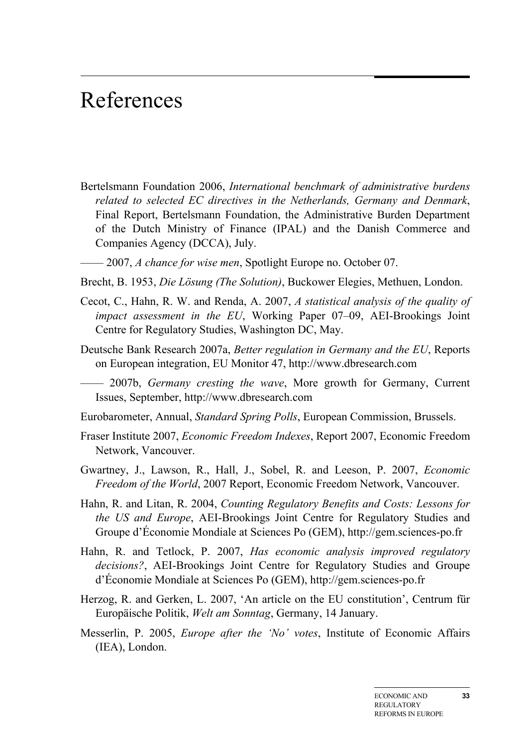# References

Bertelsmann Foundation 2006, *International benchmark of administrative burdens related to selected EC directives in the Netherlands, Germany and Denmark*, Final Report, Bertelsmann Foundation, the Administrative Burden Department of the Dutch Ministry of Finance (IPAL) and the Danish Commerce and Companies Agency (DCCA), July.

—— 2007, *A chance for wise men*, Spotlight Europe no. October 07.

Brecht, B. 1953, *Die Lösung (The Solution)*, Buckower Elegies, Methuen, London.

Cecot, C., Hahn, R. W. and Renda, A. 2007, *A statistical analysis of the quality of impact assessment in the EU*, Working Paper 07–09, AEI-Brookings Joint Centre for Regulatory Studies, Washington DC, May.

Deutsche Bank Research 2007a, *Better regulation in Germany and the EU*, Reports on European integration, EU Monitor 47, http://www.dbresearch.com

—— 2007b, *Germany cresting the wave*, More growth for Germany, Current Issues, September, http://www.dbresearch.com

Eurobarometer, Annual, *Standard Spring Polls*, European Commission, Brussels.

Fraser Institute 2007, *Economic Freedom Indexes*, Report 2007, Economic Freedom Network, Vancouver.

Gwartney, J., Lawson, R., Hall, J., Sobel, R. and Leeson, P. 2007, *Economic Freedom of the World*, 2007 Report, Economic Freedom Network, Vancouver.

Hahn, R. and Litan, R. 2004, *Counting Regulatory Benefits and Costs: Lessons for the US and Europe*, AEI-Brookings Joint Centre for Regulatory Studies and Groupe d'Économie Mondiale at Sciences Po (GEM), http://gem.sciences-po.fr

Hahn, R. and Tetlock, P. 2007, *Has economic analysis improved regulatory decisions?*, AEI-Brookings Joint Centre for Regulatory Studies and Groupe d'Économie Mondiale at Sciences Po (GEM), http://gem.sciences-po.fr

Herzog, R. and Gerken, L. 2007, 'An article on the EU constitution', Centrum für Europäische Politik, *Welt am Sonntag*, Germany, 14 January.

Messerlin, P. 2005, *Europe after the 'No' votes*, Institute of Economic Affairs (IEA), London.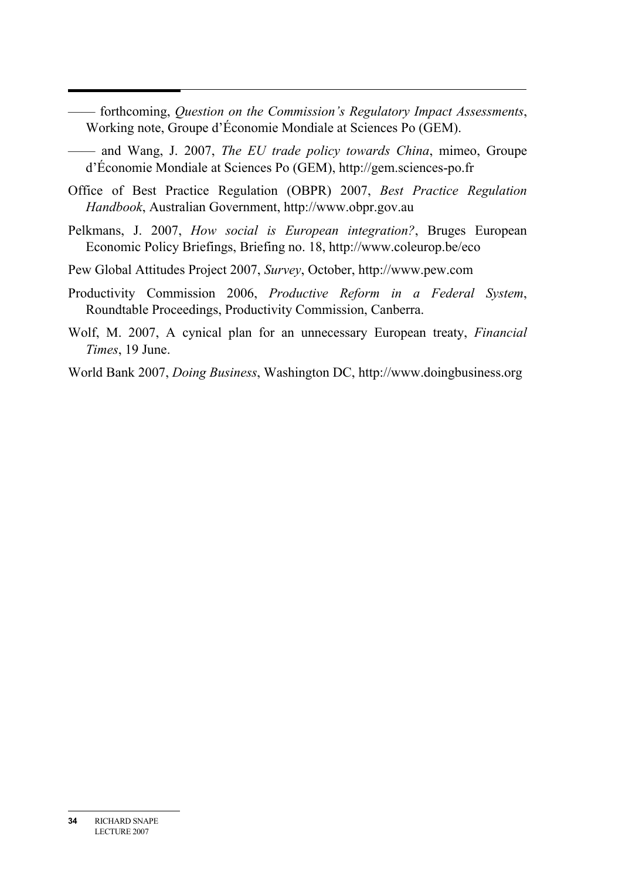—— forthcoming, *Question on the Commission's Regulatory Impact Assessments*, Working note, Groupe d'Économie Mondiale at Sciences Po (GEM).

—— and Wang, J. 2007, *The EU trade policy towards China*, mimeo, Groupe d'Économie Mondiale at Sciences Po (GEM), http://gem.sciences-po.fr

Office of Best Practice Regulation (OBPR) 2007, *Best Practice Regulation Handbook*, Australian Government, http://www.obpr.gov.au

Pelkmans, J. 2007, *How social is European integration?*, Bruges European Economic Policy Briefings, Briefing no. 18, http://www.coleurop.be/eco

Pew Global Attitudes Project 2007, *Survey*, October, http://www.pew.com

Productivity Commission 2006, *Productive Reform in a Federal System*, Roundtable Proceedings, Productivity Commission, Canberra.

Wolf, M. 2007, A cynical plan for an unnecessary European treaty, *Financial Times*, 19 June.

World Bank 2007, *Doing Business*, Washington DC, http://www.doingbusiness.org